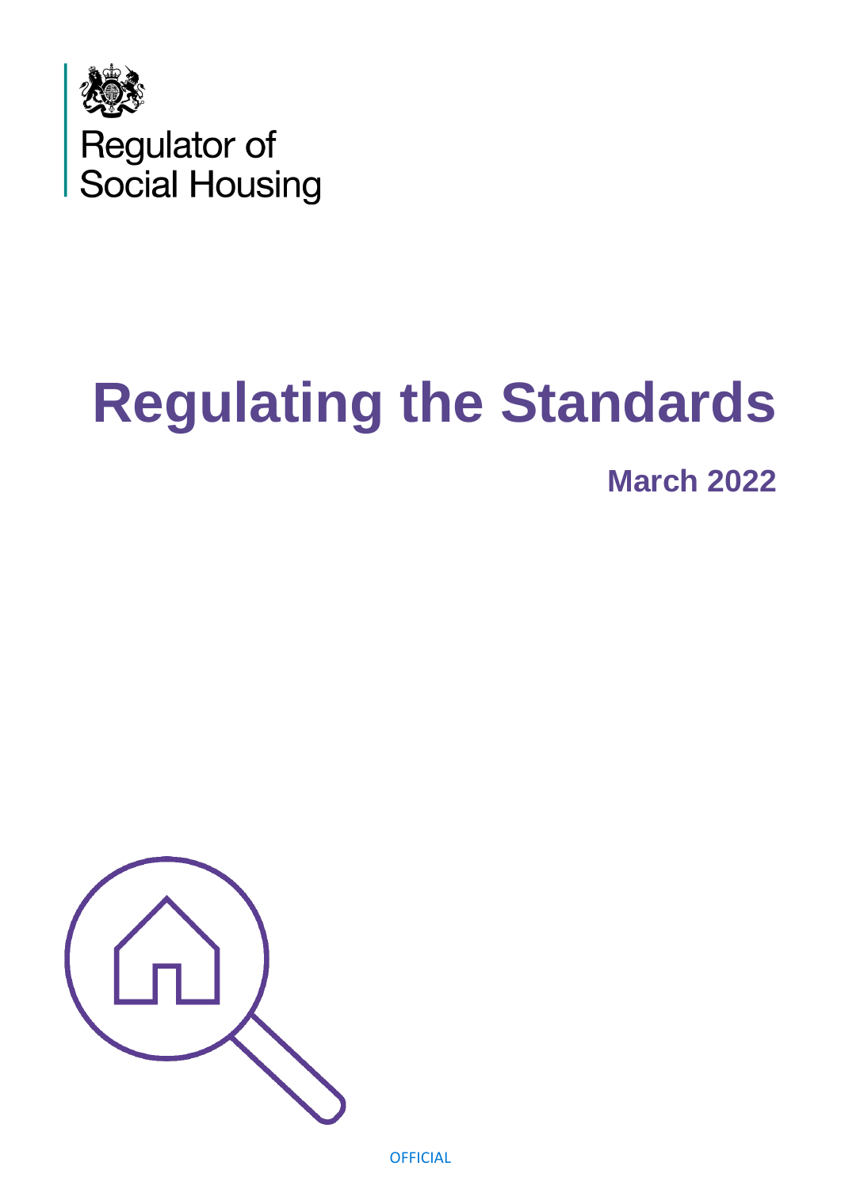Regulator of Social Housing

# Regulating the Standards

## March 2022

OFFICIAL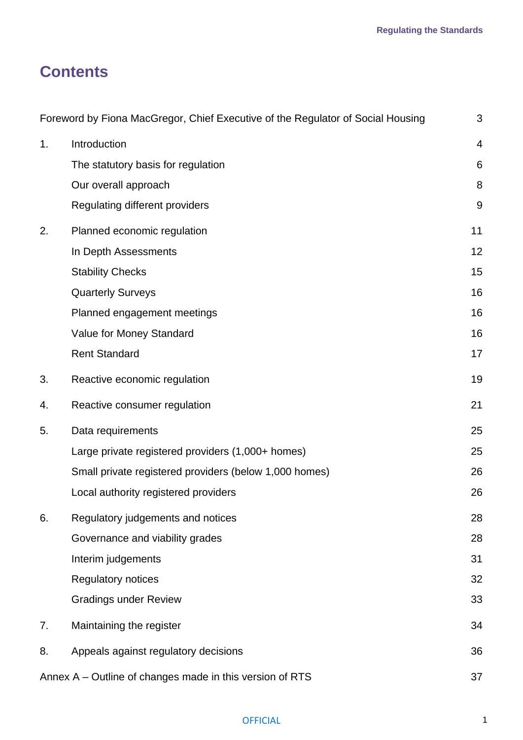# Contents

| | | |
|---|---|---|
| Foreword by Fiona MacGregor, Chief Executive of the Regulator of Social Housing | | 3 |
| 1. | Introduction | 4 |
| | The statutory basis for regulation | 6 |
| | Our overall approach | 8 |
| | Regulating different providers | 9 |
| 2. | Planned economic regulation | 11 |
| | In Depth Assessments | 12 |
| | Stability Checks | 15 |
| | Quarterly Surveys | 16 |
| | Planned engagement meetings | 16 |
| | Value for Money Standard | 16 |
| | Rent Standard | 17 |
| 3. | Reactive economic regulation | 19 |
| 4. | Reactive consumer regulation | 21 |
| 5. | Data requirements | 25 |
| | Large private registered providers (1,000+ homes) | 25 |
| | Small private registered providers (below 1,000 homes) | 26 |
| | Local authority registered providers | 26 |
| 6. | Regulatory judgements and notices | 28 |
| | Governance and viability grades | 28 |
| | Interim judgements | 31 |
| | Regulatory notices | 32 |
| | Gradings under Review | 33 |
| 7. | Maintaining the register | 34 |
| 8. | Appeals against regulatory decisions | 36 |
| Annex A – Outline of changes made in this version of RTS | | 37 |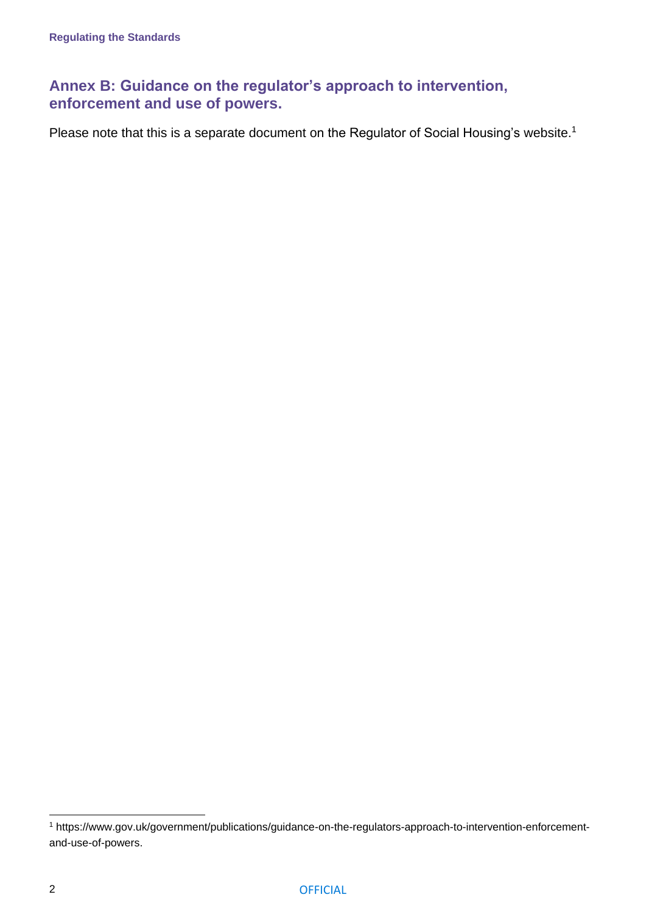## Annex B: Guidance on the regulator's approach to intervention, enforcement and use of powers.

Please note that this is a separate document on the Regulator of Social Housing's website.[1]

[1] https://www.gov.uk/government/publications/guidance-on-the-regulators-approach-to-intervention-enforcement-and-use-of-powers.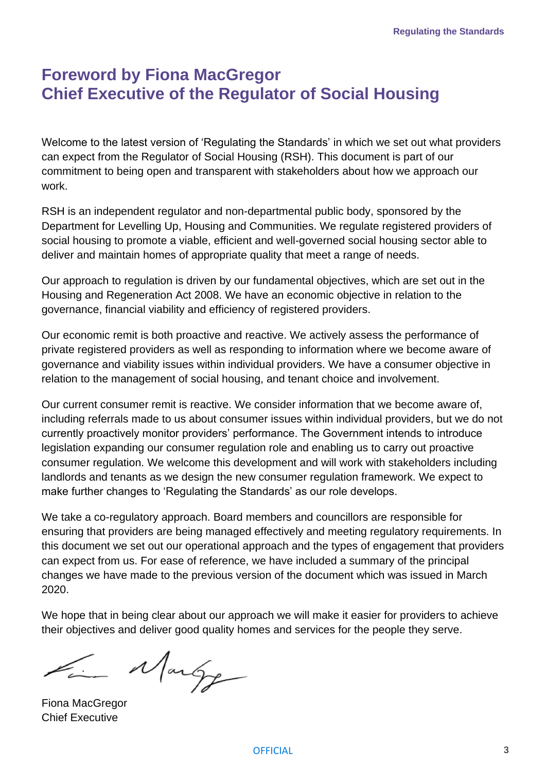# Foreword by Fiona MacGregor
# Chief Executive of the Regulator of Social Housing

Welcome to the latest version of 'Regulating the Standards' in which we set out what providers can expect from the Regulator of Social Housing (RSH). This document is part of our commitment to being open and transparent with stakeholders about how we approach our work.

RSH is an independent regulator and non-departmental public body, sponsored by the Department for Levelling Up, Housing and Communities. We regulate registered providers of social housing to promote a viable, efficient and well-governed social housing sector able to deliver and maintain homes of appropriate quality that meet a range of needs.

Our approach to regulation is driven by our fundamental objectives, which are set out in the Housing and Regeneration Act 2008. We have an economic objective in relation to the governance, financial viability and efficiency of registered providers.

Our economic remit is both proactive and reactive. We actively assess the performance of private registered providers as well as responding to information where we become aware of governance and viability issues within individual providers. We have a consumer objective in relation to the management of social housing, and tenant choice and involvement.

Our current consumer remit is reactive. We consider information that we become aware of, including referrals made to us about consumer issues within individual providers, but we do not currently proactively monitor providers' performance. The Government intends to introduce legislation expanding our consumer regulation role and enabling us to carry out proactive consumer regulation. We welcome this development and will work with stakeholders including landlords and tenants as we design the new consumer regulation framework. We expect to make further changes to 'Regulating the Standards' as our role develops.

We take a co-regulatory approach. Board members and councillors are responsible for ensuring that providers are being managed effectively and meeting regulatory requirements. In this document we set out our operational approach and the types of engagement that providers can expect from us. For ease of reference, we have included a summary of the principal changes we have made to the previous version of the document which was issued in March 2020.

We hope that in being clear about our approach we will make it easier for providers to achieve their objectives and deliver good quality homes and services for the people they serve.

Fiona MacGregor
Chief Executive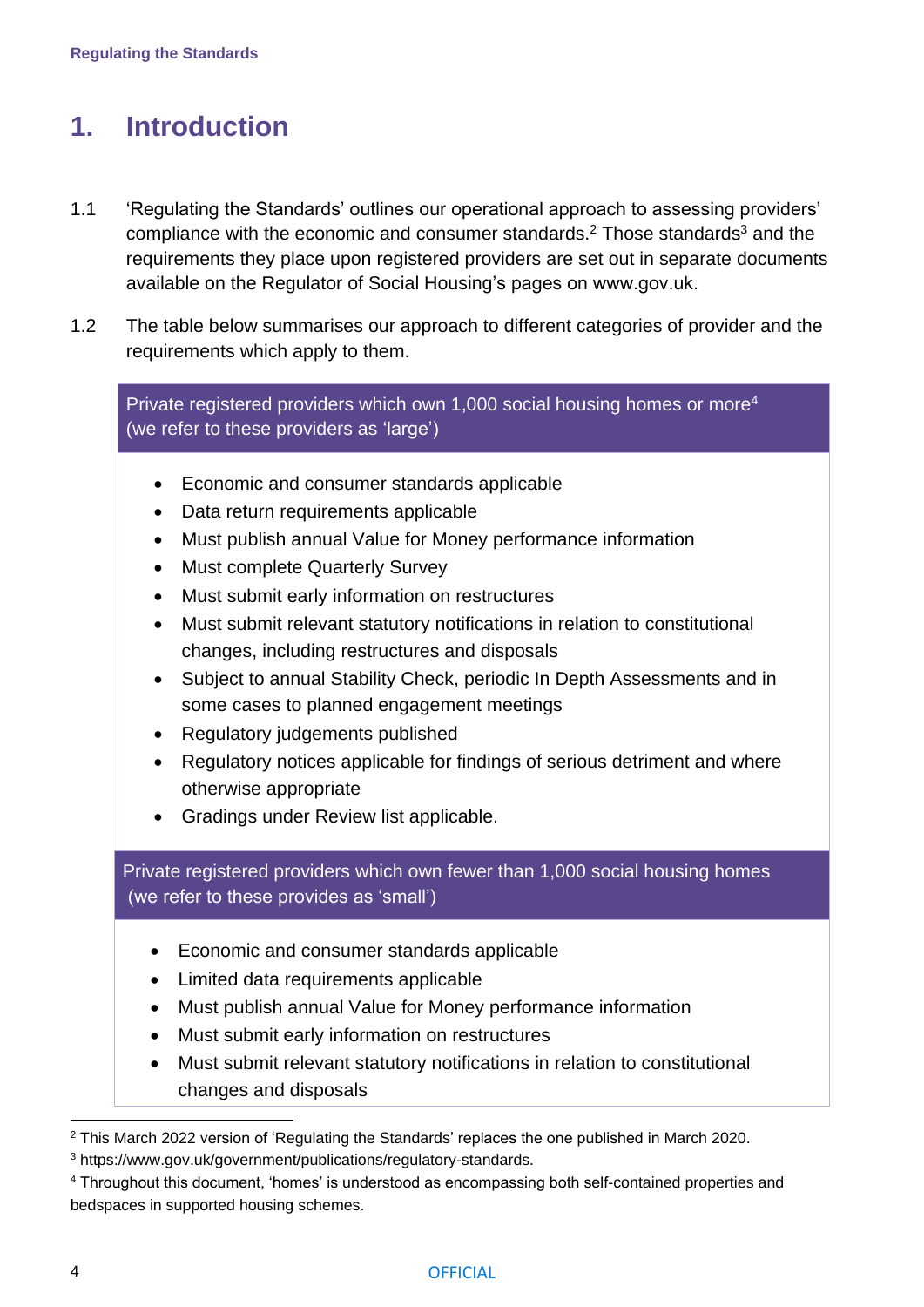# 1. Introduction

1.1 'Regulating the Standards' outlines our operational approach to assessing providers' compliance with the economic and consumer standards.[2] Those standards[3] and the requirements they place upon registered providers are set out in separate documents available on the Regulator of Social Housing's pages on www.gov.uk.

1.2 The table below summarises our approach to different categories of provider and the requirements which apply to them.

| Private registered providers which own 1,000 social housing homes or more[4] (we refer to these providers as 'large') |
|---|
| • Economic and consumer standards applicable<br>• Data return requirements applicable<br>• Must publish annual Value for Money performance information<br>• Must complete Quarterly Survey<br>• Must submit early information on restructures<br>• Must submit relevant statutory notifications in relation to constitutional changes, including restructures and disposals<br>• Subject to annual Stability Check, periodic In Depth Assessments and in some cases to planned engagement meetings<br>• Regulatory judgements published<br>• Regulatory notices applicable for findings of serious detriment and where otherwise appropriate<br>• Gradings under Review list applicable. |
| **Private registered providers which own fewer than 1,000 social housing homes (we refer to these provides as 'small')** |
| • Economic and consumer standards applicable<br>• Limited data requirements applicable<br>• Must publish annual Value for Money performance information<br>• Must submit early information on restructures<br>• Must submit relevant statutory notifications in relation to constitutional changes and disposals |

[2] This March 2022 version of 'Regulating the Standards' replaces the one published in March 2020.

[3] https://www.gov.uk/government/publications/regulatory-standards.

[4] Throughout this document, 'homes' is understood as encompassing both self-contained properties and bedspaces in supported housing schemes.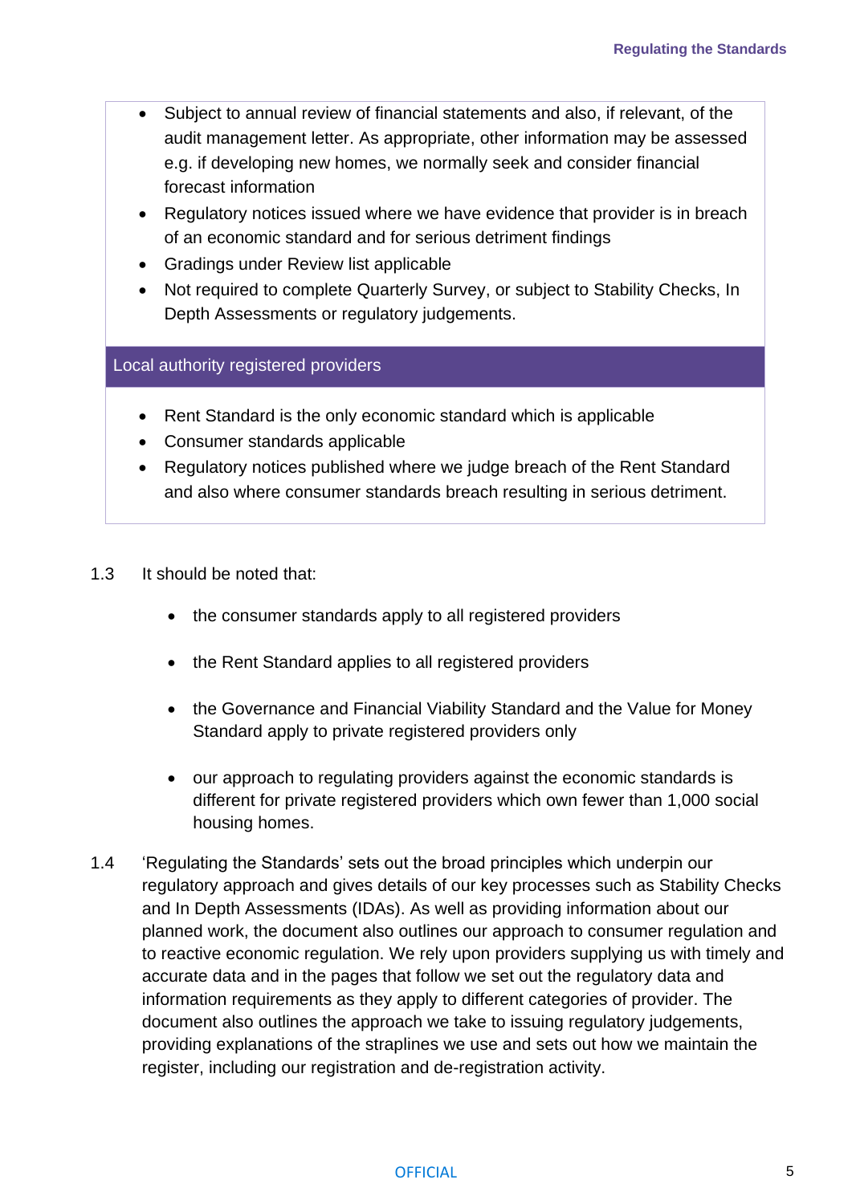- Subject to annual review of financial statements and also, if relevant, of the audit management letter. As appropriate, other information may be assessed e.g. if developing new homes, we normally seek and consider financial forecast information
- Regulatory notices issued where we have evidence that provider is in breach of an economic standard and for serious detriment findings
- Gradings under Review list applicable
- Not required to complete Quarterly Survey, or subject to Stability Checks, In Depth Assessments or regulatory judgements.

**Local authority registered providers**

- Rent Standard is the only economic standard which is applicable
- Consumer standards applicable
- Regulatory notices published where we judge breach of the Rent Standard and also where consumer standards breach resulting in serious detriment.

1.3 It should be noted that:

- the consumer standards apply to all registered providers
- the Rent Standard applies to all registered providers
- the Governance and Financial Viability Standard and the Value for Money Standard apply to private registered providers only
- our approach to regulating providers against the economic standards is different for private registered providers which own fewer than 1,000 social housing homes.

1.4 'Regulating the Standards' sets out the broad principles which underpin our regulatory approach and gives details of our key processes such as Stability Checks and In Depth Assessments (IDAs). As well as providing information about our planned work, the document also outlines our approach to consumer regulation and to reactive economic regulation. We rely upon providers supplying us with timely and accurate data and in the pages that follow we set out the regulatory data and information requirements as they apply to different categories of provider. The document also outlines the approach we take to issuing regulatory judgements, providing explanations of the straplines we use and sets out how we maintain the register, including our registration and de-registration activity.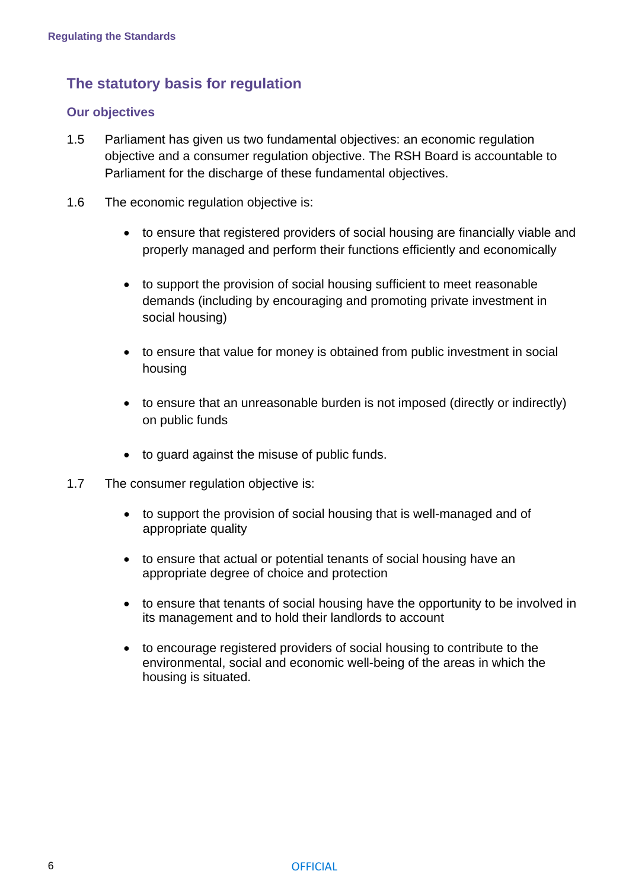## The statutory basis for regulation

### Our objectives

1.5 Parliament has given us two fundamental objectives: an economic regulation objective and a consumer regulation objective. The RSH Board is accountable to Parliament for the discharge of these fundamental objectives.

1.6 The economic regulation objective is:

- to ensure that registered providers of social housing are financially viable and properly managed and perform their functions efficiently and economically
- to support the provision of social housing sufficient to meet reasonable demands (including by encouraging and promoting private investment in social housing)
- to ensure that value for money is obtained from public investment in social housing
- to ensure that an unreasonable burden is not imposed (directly or indirectly) on public funds
- to guard against the misuse of public funds.

1.7 The consumer regulation objective is:

- to support the provision of social housing that is well-managed and of appropriate quality
- to ensure that actual or potential tenants of social housing have an appropriate degree of choice and protection
- to ensure that tenants of social housing have the opportunity to be involved in its management and to hold their landlords to account
- to encourage registered providers of social housing to contribute to the environmental, social and economic well-being of the areas in which the housing is situated.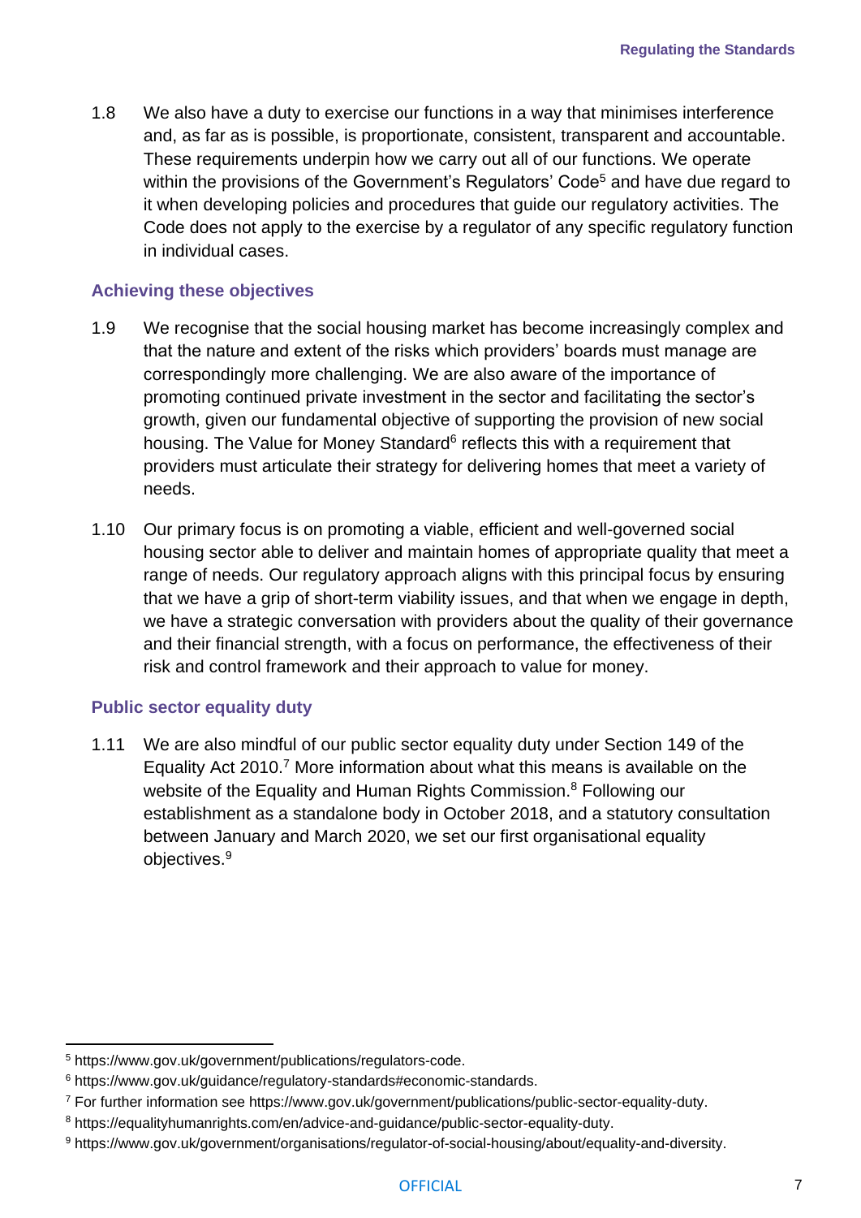1.8 We also have a duty to exercise our functions in a way that minimises interference and, as far as is possible, is proportionate, consistent, transparent and accountable. These requirements underpin how we carry out all of our functions. We operate within the provisions of the Government's Regulators' Code[5] and have due regard to it when developing policies and procedures that guide our regulatory activities. The Code does not apply to the exercise by a regulator of any specific regulatory function in individual cases.

### Achieving these objectives

1.9 We recognise that the social housing market has become increasingly complex and that the nature and extent of the risks which providers' boards must manage are correspondingly more challenging. We are also aware of the importance of promoting continued private investment in the sector and facilitating the sector's growth, given our fundamental objective of supporting the provision of new social housing. The Value for Money Standard[6] reflects this with a requirement that providers must articulate their strategy for delivering homes that meet a variety of needs.

1.10 Our primary focus is on promoting a viable, efficient and well-governed social housing sector able to deliver and maintain homes of appropriate quality that meet a range of needs. Our regulatory approach aligns with this principal focus by ensuring that we have a grip of short-term viability issues, and that when we engage in depth, we have a strategic conversation with providers about the quality of their governance and their financial strength, with a focus on performance, the effectiveness of their risk and control framework and their approach to value for money.

### Public sector equality duty

1.11 We are also mindful of our public sector equality duty under Section 149 of the Equality Act 2010.[7] More information about what this means is available on the website of the Equality and Human Rights Commission.[8] Following our establishment as a standalone body in October 2018, and a statutory consultation between January and March 2020, we set our first organisational equality objectives.[9]

---

[5] https://www.gov.uk/government/publications/regulators-code.

[6] https://www.gov.uk/guidance/regulatory-standards#economic-standards.

[7] For further information see https://www.gov.uk/government/publications/public-sector-equality-duty.

[8] https://equalityhumanrights.com/en/advice-and-guidance/public-sector-equality-duty.

[9] https://www.gov.uk/government/organisations/regulator-of-social-housing/about/equality-and-diversity.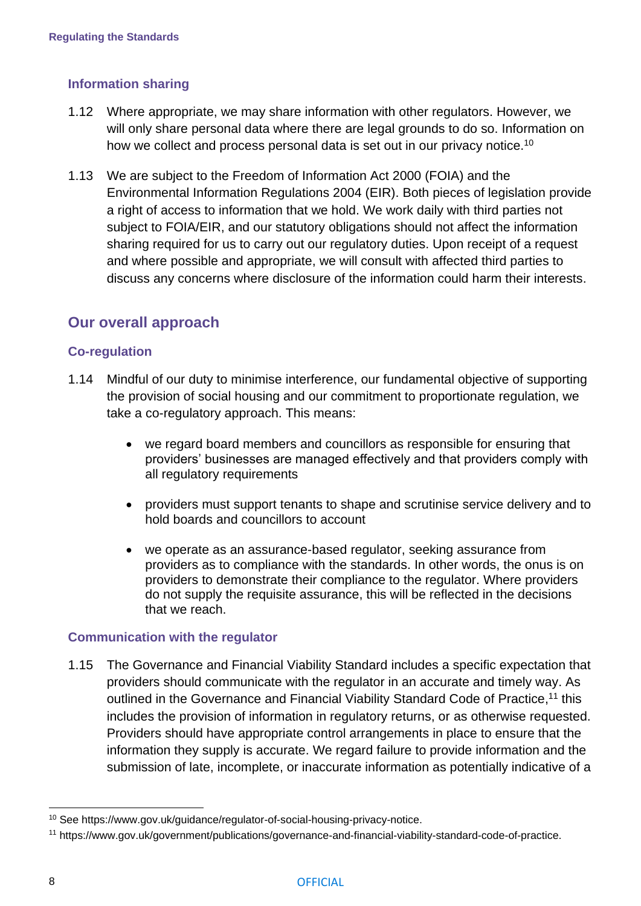### Information sharing

1.12 Where appropriate, we may share information with other regulators. However, we will only share personal data where there are legal grounds to do so. Information on how we collect and process personal data is set out in our privacy notice.[10]

1.13 We are subject to the Freedom of Information Act 2000 (FOIA) and the Environmental Information Regulations 2004 (EIR). Both pieces of legislation provide a right of access to information that we hold. We work daily with third parties not subject to FOIA/EIR, and our statutory obligations should not affect the information sharing required for us to carry out our regulatory duties. Upon receipt of a request and where possible and appropriate, we will consult with affected third parties to discuss any concerns where disclosure of the information could harm their interests.

## Our overall approach

### Co-regulation

1.14 Mindful of our duty to minimise interference, our fundamental objective of supporting the provision of social housing and our commitment to proportionate regulation, we take a co-regulatory approach. This means:

- we regard board members and councillors as responsible for ensuring that providers' businesses are managed effectively and that providers comply with all regulatory requirements
- providers must support tenants to shape and scrutinise service delivery and to hold boards and councillors to account
- we operate as an assurance-based regulator, seeking assurance from providers as to compliance with the standards. In other words, the onus is on providers to demonstrate their compliance to the regulator. Where providers do not supply the requisite assurance, this will be reflected in the decisions that we reach.

### Communication with the regulator

1.15 The Governance and Financial Viability Standard includes a specific expectation that providers should communicate with the regulator in an accurate and timely way. As outlined in the Governance and Financial Viability Standard Code of Practice,[11] this includes the provision of information in regulatory returns, or as otherwise requested. Providers should have appropriate control arrangements in place to ensure that the information they supply is accurate. We regard failure to provide information and the submission of late, incomplete, or inaccurate information as potentially indicative of a

---

[10] See https://www.gov.uk/guidance/regulator-of-social-housing-privacy-notice.

[11] https://www.gov.uk/government/publications/governance-and-financial-viability-standard-code-of-practice.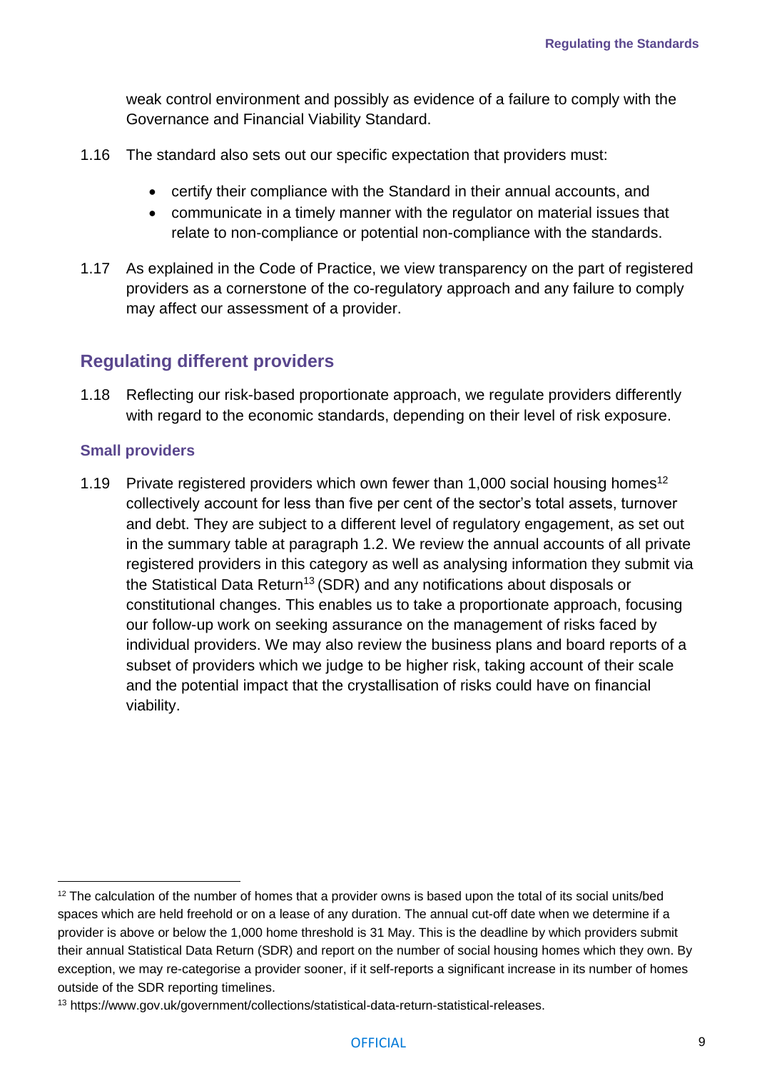weak control environment and possibly as evidence of a failure to comply with the Governance and Financial Viability Standard.

1.16 The standard also sets out our specific expectation that providers must:

- certify their compliance with the Standard in their annual accounts, and
- communicate in a timely manner with the regulator on material issues that relate to non-compliance or potential non-compliance with the standards.

1.17 As explained in the Code of Practice, we view transparency on the part of registered providers as a cornerstone of the co-regulatory approach and any failure to comply may affect our assessment of a provider.

## Regulating different providers

1.18 Reflecting our risk-based proportionate approach, we regulate providers differently with regard to the economic standards, depending on their level of risk exposure.

### Small providers

1.19 Private registered providers which own fewer than 1,000 social housing homes[12] collectively account for less than five per cent of the sector's total assets, turnover and debt. They are subject to a different level of regulatory engagement, as set out in the summary table at paragraph 1.2. We review the annual accounts of all private registered providers in this category as well as analysing information they submit via the Statistical Data Return[13] (SDR) and any notifications about disposals or constitutional changes. This enables us to take a proportionate approach, focusing our follow-up work on seeking assurance on the management of risks faced by individual providers. We may also review the business plans and board reports of a subset of providers which we judge to be higher risk, taking account of their scale and the potential impact that the crystallisation of risks could have on financial viability.

[12] The calculation of the number of homes that a provider owns is based upon the total of its social units/bed spaces which are held freehold or on a lease of any duration. The annual cut-off date when we determine if a provider is above or below the 1,000 home threshold is 31 May. This is the deadline by which providers submit their annual Statistical Data Return (SDR) and report on the number of social housing homes which they own. By exception, we may re-categorise a provider sooner, if it self-reports a significant increase in its number of homes outside of the SDR reporting timelines.

[13] https://www.gov.uk/government/collections/statistical-data-return-statistical-releases.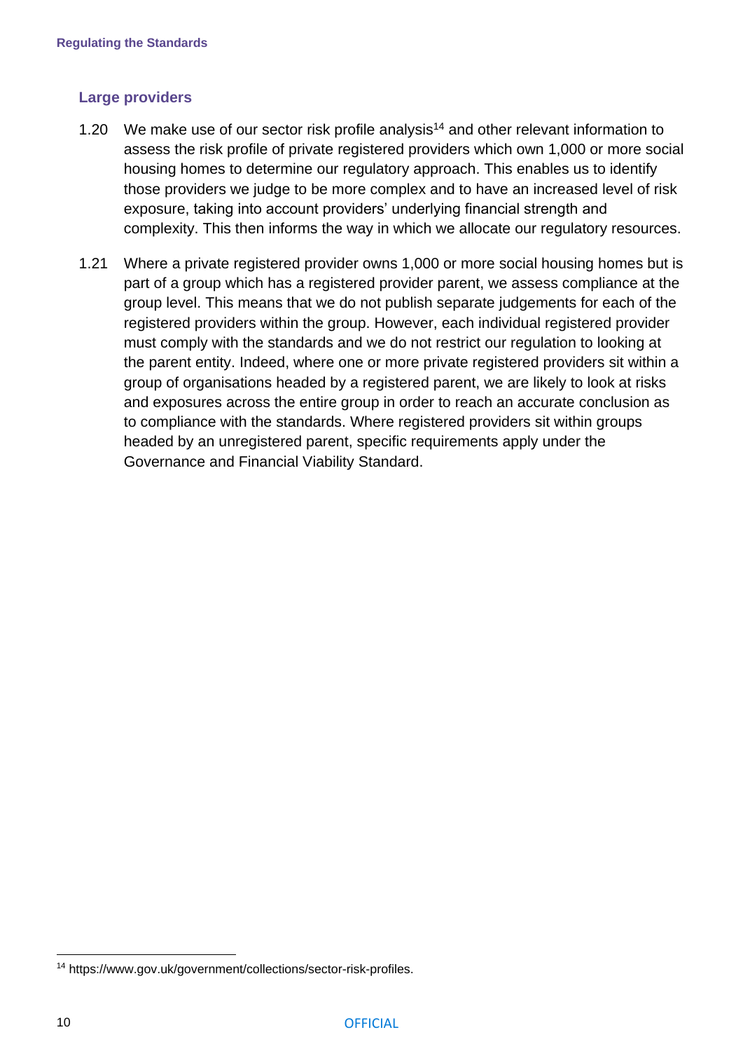### Large providers

1.20 We make use of our sector risk profile analysis[14] and other relevant information to assess the risk profile of private registered providers which own 1,000 or more social housing homes to determine our regulatory approach. This enables us to identify those providers we judge to be more complex and to have an increased level of risk exposure, taking into account providers' underlying financial strength and complexity. This then informs the way in which we allocate our regulatory resources.

1.21 Where a private registered provider owns 1,000 or more social housing homes but is part of a group which has a registered provider parent, we assess compliance at the group level. This means that we do not publish separate judgements for each of the registered providers within the group. However, each individual registered provider must comply with the standards and we do not restrict our regulation to looking at the parent entity. Indeed, where one or more private registered providers sit within a group of organisations headed by a registered parent, we are likely to look at risks and exposures across the entire group in order to reach an accurate conclusion as to compliance with the standards. Where registered providers sit within groups headed by an unregistered parent, specific requirements apply under the Governance and Financial Viability Standard.

[14] https://www.gov.uk/government/collections/sector-risk-profiles.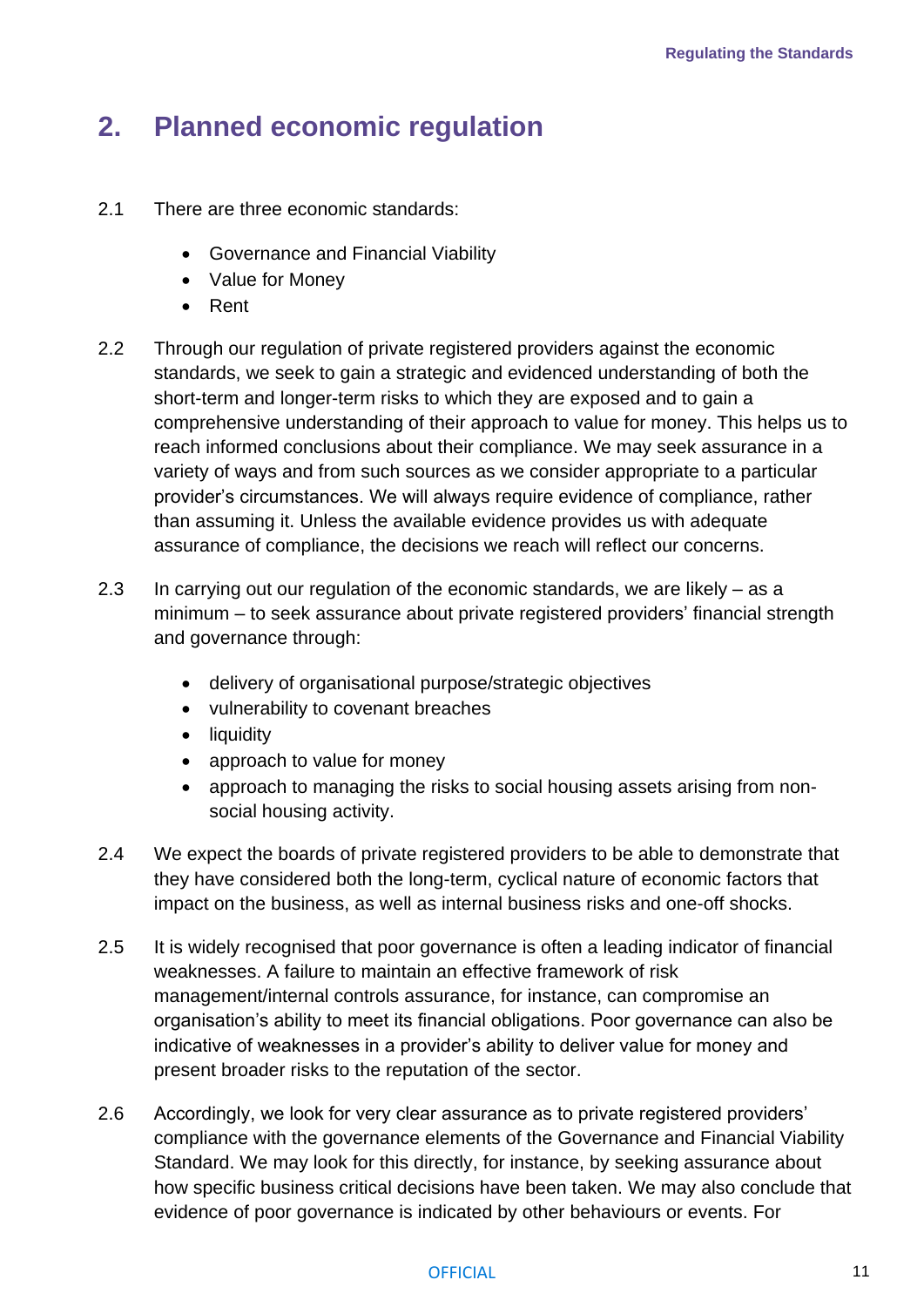## 2. Planned economic regulation

2.1 There are three economic standards:

- Governance and Financial Viability
- Value for Money
- Rent

2.2 Through our regulation of private registered providers against the economic standards, we seek to gain a strategic and evidenced understanding of both the short-term and longer-term risks to which they are exposed and to gain a comprehensive understanding of their approach to value for money. This helps us to reach informed conclusions about their compliance. We may seek assurance in a variety of ways and from such sources as we consider appropriate to a particular provider's circumstances. We will always require evidence of compliance, rather than assuming it. Unless the available evidence provides us with adequate assurance of compliance, the decisions we reach will reflect our concerns.

2.3 In carrying out our regulation of the economic standards, we are likely – as a minimum – to seek assurance about private registered providers' financial strength and governance through:

- delivery of organisational purpose/strategic objectives
- vulnerability to covenant breaches
- liquidity
- approach to value for money
- approach to managing the risks to social housing assets arising from non-social housing activity.

2.4 We expect the boards of private registered providers to be able to demonstrate that they have considered both the long-term, cyclical nature of economic factors that impact on the business, as well as internal business risks and one-off shocks.

2.5 It is widely recognised that poor governance is often a leading indicator of financial weaknesses. A failure to maintain an effective framework of risk management/internal controls assurance, for instance, can compromise an organisation's ability to meet its financial obligations. Poor governance can also be indicative of weaknesses in a provider's ability to deliver value for money and present broader risks to the reputation of the sector.

2.6 Accordingly, we look for very clear assurance as to private registered providers' compliance with the governance elements of the Governance and Financial Viability Standard. We may look for this directly, for instance, by seeking assurance about how specific business critical decisions have been taken. We may also conclude that evidence of poor governance is indicated by other behaviours or events. For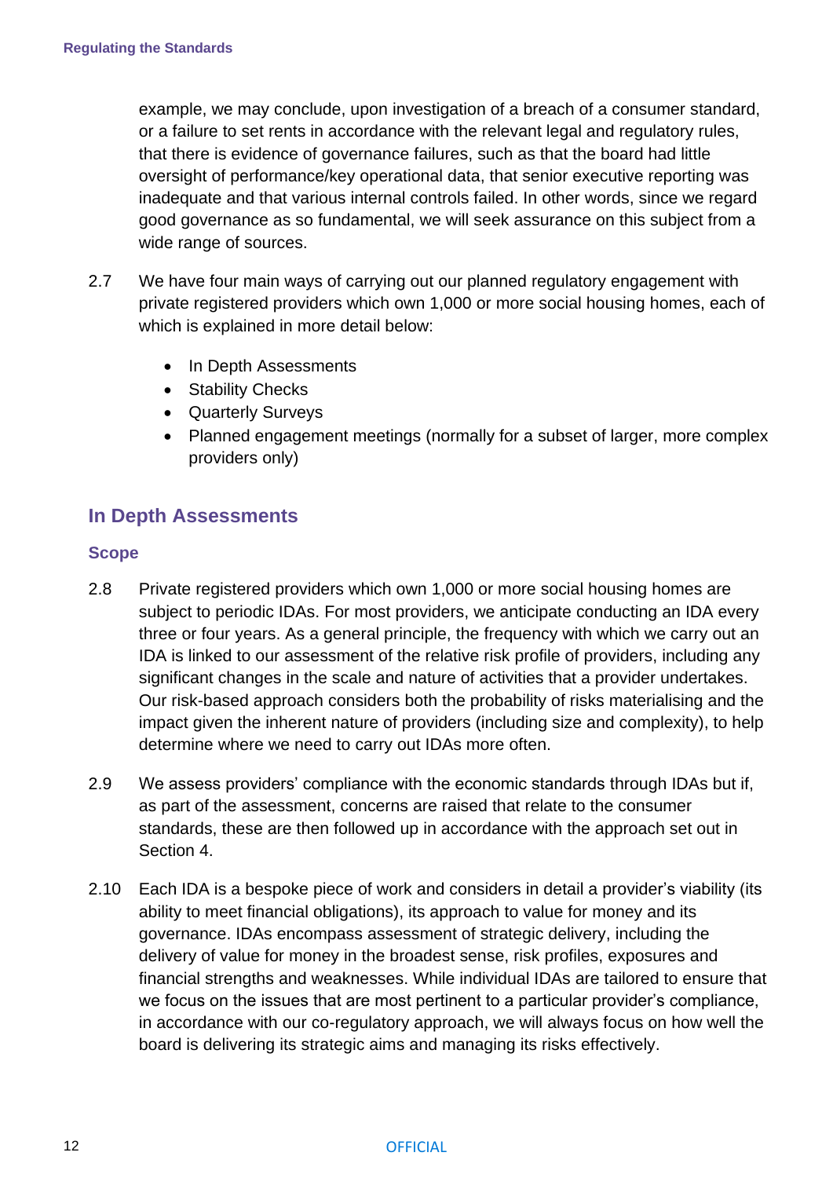example, we may conclude, upon investigation of a breach of a consumer standard, or a failure to set rents in accordance with the relevant legal and regulatory rules, that there is evidence of governance failures, such as that the board had little oversight of performance/key operational data, that senior executive reporting was inadequate and that various internal controls failed. In other words, since we regard good governance as so fundamental, we will seek assurance on this subject from a wide range of sources.

2.7 We have four main ways of carrying out our planned regulatory engagement with private registered providers which own 1,000 or more social housing homes, each of which is explained in more detail below:

- In Depth Assessments
- Stability Checks
- Quarterly Surveys
- Planned engagement meetings (normally for a subset of larger, more complex providers only)

## In Depth Assessments

### Scope

2.8 Private registered providers which own 1,000 or more social housing homes are subject to periodic IDAs. For most providers, we anticipate conducting an IDA every three or four years. As a general principle, the frequency with which we carry out an IDA is linked to our assessment of the relative risk profile of providers, including any significant changes in the scale and nature of activities that a provider undertakes. Our risk-based approach considers both the probability of risks materialising and the impact given the inherent nature of providers (including size and complexity), to help determine where we need to carry out IDAs more often.

2.9 We assess providers' compliance with the economic standards through IDAs but if, as part of the assessment, concerns are raised that relate to the consumer standards, these are then followed up in accordance with the approach set out in Section 4.

2.10 Each IDA is a bespoke piece of work and considers in detail a provider's viability (its ability to meet financial obligations), its approach to value for money and its governance. IDAs encompass assessment of strategic delivery, including the delivery of value for money in the broadest sense, risk profiles, exposures and financial strengths and weaknesses. While individual IDAs are tailored to ensure that we focus on the issues that are most pertinent to a particular provider's compliance, in accordance with our co-regulatory approach, we will always focus on how well the board is delivering its strategic aims and managing its risks effectively.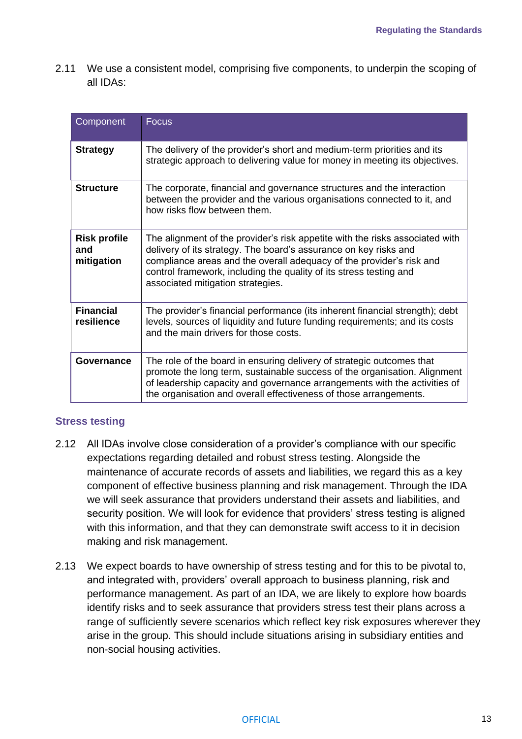2.11 We use a consistent model, comprising five components, to underpin the scoping of all IDAs:

| Component | Focus |
| --- | --- |
| **Strategy** | The delivery of the provider's short and medium-term priorities and its strategic approach to delivering value for money in meeting its objectives. |
| **Structure** | The corporate, financial and governance structures and the interaction between the provider and the various organisations connected to it, and how risks flow between them. |
| **Risk profile and mitigation** | The alignment of the provider's risk appetite with the risks associated with delivery of its strategy. The board's assurance on key risks and compliance areas and the overall adequacy of the provider's risk and control framework, including the quality of its stress testing and associated mitigation strategies. |
| **Financial resilience** | The provider's financial performance (its inherent financial strength); debt levels, sources of liquidity and future funding requirements; and its costs and the main drivers for those costs. |
| **Governance** | The role of the board in ensuring delivery of strategic outcomes that promote the long term, sustainable success of the organisation. Alignment of leadership capacity and governance arrangements with the activities of the organisation and overall effectiveness of those arrangements. |

### Stress testing

2.12 All IDAs involve close consideration of a provider's compliance with our specific expectations regarding detailed and robust stress testing. Alongside the maintenance of accurate records of assets and liabilities, we regard this as a key component of effective business planning and risk management. Through the IDA we will seek assurance that providers understand their assets and liabilities, and security position. We will look for evidence that providers' stress testing is aligned with this information, and that they can demonstrate swift access to it in decision making and risk management.

2.13 We expect boards to have ownership of stress testing and for this to be pivotal to, and integrated with, providers' overall approach to business planning, risk and performance management. As part of an IDA, we are likely to explore how boards identify risks and to seek assurance that providers stress test their plans across a range of sufficiently severe scenarios which reflect key risk exposures wherever they arise in the group. This should include situations arising in subsidiary entities and non-social housing activities.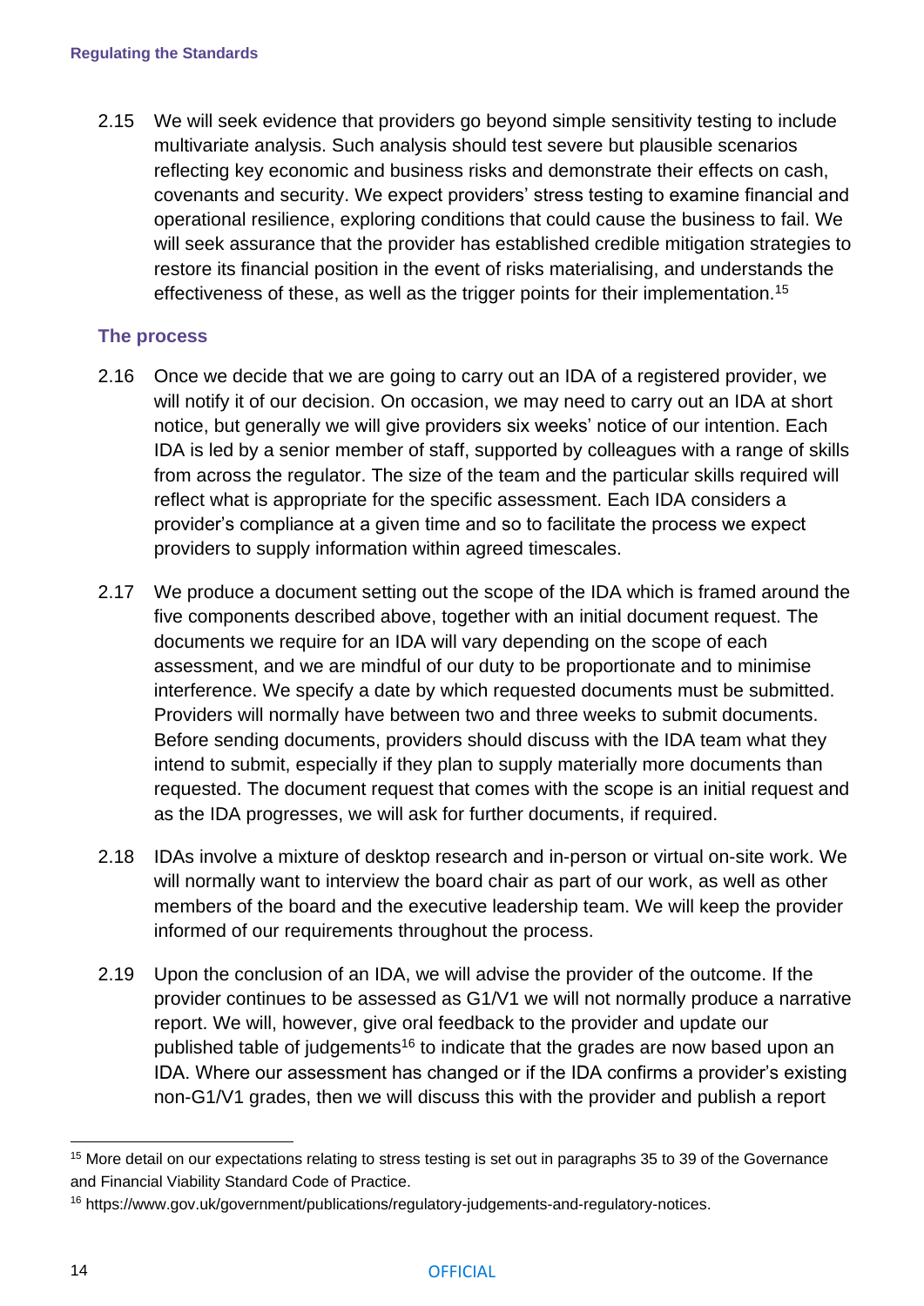2.15 We will seek evidence that providers go beyond simple sensitivity testing to include multivariate analysis. Such analysis should test severe but plausible scenarios reflecting key economic and business risks and demonstrate their effects on cash, covenants and security. We expect providers' stress testing to examine financial and operational resilience, exploring conditions that could cause the business to fail. We will seek assurance that the provider has established credible mitigation strategies to restore its financial position in the event of risks materialising, and understands the effectiveness of these, as well as the trigger points for their implementation.[15]

### The process

2.16 Once we decide that we are going to carry out an IDA of a registered provider, we will notify it of our decision. On occasion, we may need to carry out an IDA at short notice, but generally we will give providers six weeks' notice of our intention. Each IDA is led by a senior member of staff, supported by colleagues with a range of skills from across the regulator. The size of the team and the particular skills required will reflect what is appropriate for the specific assessment. Each IDA considers a provider's compliance at a given time and so to facilitate the process we expect providers to supply information within agreed timescales.

2.17 We produce a document setting out the scope of the IDA which is framed around the five components described above, together with an initial document request. The documents we require for an IDA will vary depending on the scope of each assessment, and we are mindful of our duty to be proportionate and to minimise interference. We specify a date by which requested documents must be submitted. Providers will normally have between two and three weeks to submit documents. Before sending documents, providers should discuss with the IDA team what they intend to submit, especially if they plan to supply materially more documents than requested. The document request that comes with the scope is an initial request and as the IDA progresses, we will ask for further documents, if required.

2.18 IDAs involve a mixture of desktop research and in-person or virtual on-site work. We will normally want to interview the board chair as part of our work, as well as other members of the board and the executive leadership team. We will keep the provider informed of our requirements throughout the process.

2.19 Upon the conclusion of an IDA, we will advise the provider of the outcome. If the provider continues to be assessed as G1/V1 we will not normally produce a narrative report. We will, however, give oral feedback to the provider and update our published table of judgements[16] to indicate that the grades are now based upon an IDA. Where our assessment has changed or if the IDA confirms a provider's existing non-G1/V1 grades, then we will discuss this with the provider and publish a report

---

[15] More detail on our expectations relating to stress testing is set out in paragraphs 35 to 39 of the Governance and Financial Viability Standard Code of Practice.

[16] https://www.gov.uk/government/publications/regulatory-judgements-and-regulatory-notices.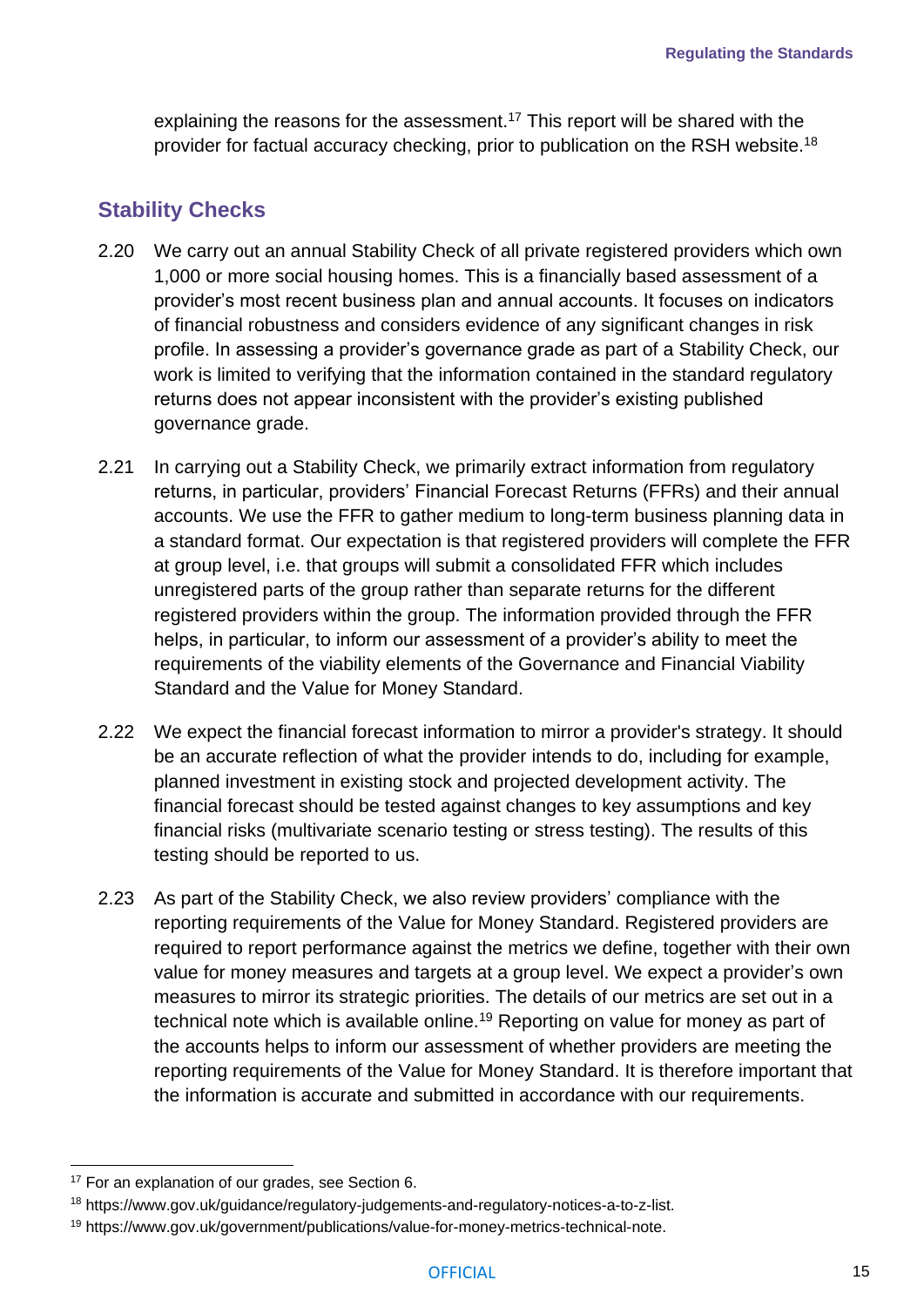explaining the reasons for the assessment.[17] This report will be shared with the provider for factual accuracy checking, prior to publication on the RSH website.[18]

## Stability Checks

2.20 We carry out an annual Stability Check of all private registered providers which own 1,000 or more social housing homes. This is a financially based assessment of a provider's most recent business plan and annual accounts. It focuses on indicators of financial robustness and considers evidence of any significant changes in risk profile. In assessing a provider's governance grade as part of a Stability Check, our work is limited to verifying that the information contained in the standard regulatory returns does not appear inconsistent with the provider's existing published governance grade.

2.21 In carrying out a Stability Check, we primarily extract information from regulatory returns, in particular, providers' Financial Forecast Returns (FFRs) and their annual accounts. We use the FFR to gather medium to long-term business planning data in a standard format. Our expectation is that registered providers will complete the FFR at group level, i.e. that groups will submit a consolidated FFR which includes unregistered parts of the group rather than separate returns for the different registered providers within the group. The information provided through the FFR helps, in particular, to inform our assessment of a provider's ability to meet the requirements of the viability elements of the Governance and Financial Viability Standard and the Value for Money Standard.

2.22 We expect the financial forecast information to mirror a provider's strategy. It should be an accurate reflection of what the provider intends to do, including for example, planned investment in existing stock and projected development activity. The financial forecast should be tested against changes to key assumptions and key financial risks (multivariate scenario testing or stress testing). The results of this testing should be reported to us.

2.23 As part of the Stability Check, we also review providers' compliance with the reporting requirements of the Value for Money Standard. Registered providers are required to report performance against the metrics we define, together with their own value for money measures and targets at a group level. We expect a provider's own measures to mirror its strategic priorities. The details of our metrics are set out in a technical note which is available online.[19] Reporting on value for money as part of the accounts helps to inform our assessment of whether providers are meeting the reporting requirements of the Value for Money Standard. It is therefore important that the information is accurate and submitted in accordance with our requirements.

---

[17] For an explanation of our grades, see Section 6.

[18] https://www.gov.uk/guidance/regulatory-judgements-and-regulatory-notices-a-to-z-list.

[19] https://www.gov.uk/government/publications/value-for-money-metrics-technical-note.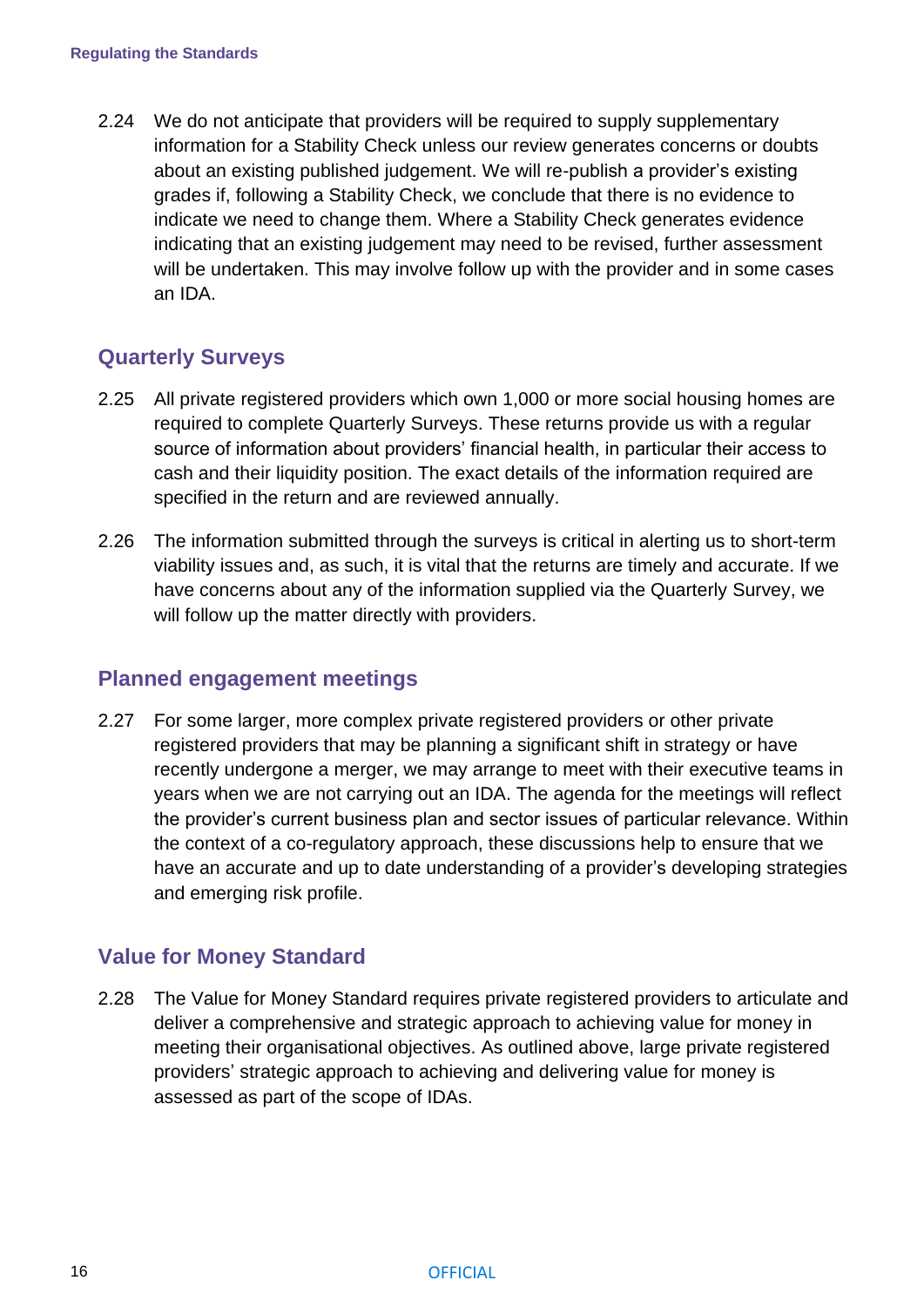2.24 We do not anticipate that providers will be required to supply supplementary information for a Stability Check unless our review generates concerns or doubts about an existing published judgement. We will re-publish a provider's existing grades if, following a Stability Check, we conclude that there is no evidence to indicate we need to change them. Where a Stability Check generates evidence indicating that an existing judgement may need to be revised, further assessment will be undertaken. This may involve follow up with the provider and in some cases an IDA.

## Quarterly Surveys

2.25 All private registered providers which own 1,000 or more social housing homes are required to complete Quarterly Surveys. These returns provide us with a regular source of information about providers' financial health, in particular their access to cash and their liquidity position. The exact details of the information required are specified in the return and are reviewed annually.

2.26 The information submitted through the surveys is critical in alerting us to short-term viability issues and, as such, it is vital that the returns are timely and accurate. If we have concerns about any of the information supplied via the Quarterly Survey, we will follow up the matter directly with providers.

## Planned engagement meetings

2.27 For some larger, more complex private registered providers or other private registered providers that may be planning a significant shift in strategy or have recently undergone a merger, we may arrange to meet with their executive teams in years when we are not carrying out an IDA. The agenda for the meetings will reflect the provider's current business plan and sector issues of particular relevance. Within the context of a co-regulatory approach, these discussions help to ensure that we have an accurate and up to date understanding of a provider's developing strategies and emerging risk profile.

## Value for Money Standard

2.28 The Value for Money Standard requires private registered providers to articulate and deliver a comprehensive and strategic approach to achieving value for money in meeting their organisational objectives. As outlined above, large private registered providers' strategic approach to achieving and delivering value for money is assessed as part of the scope of IDAs.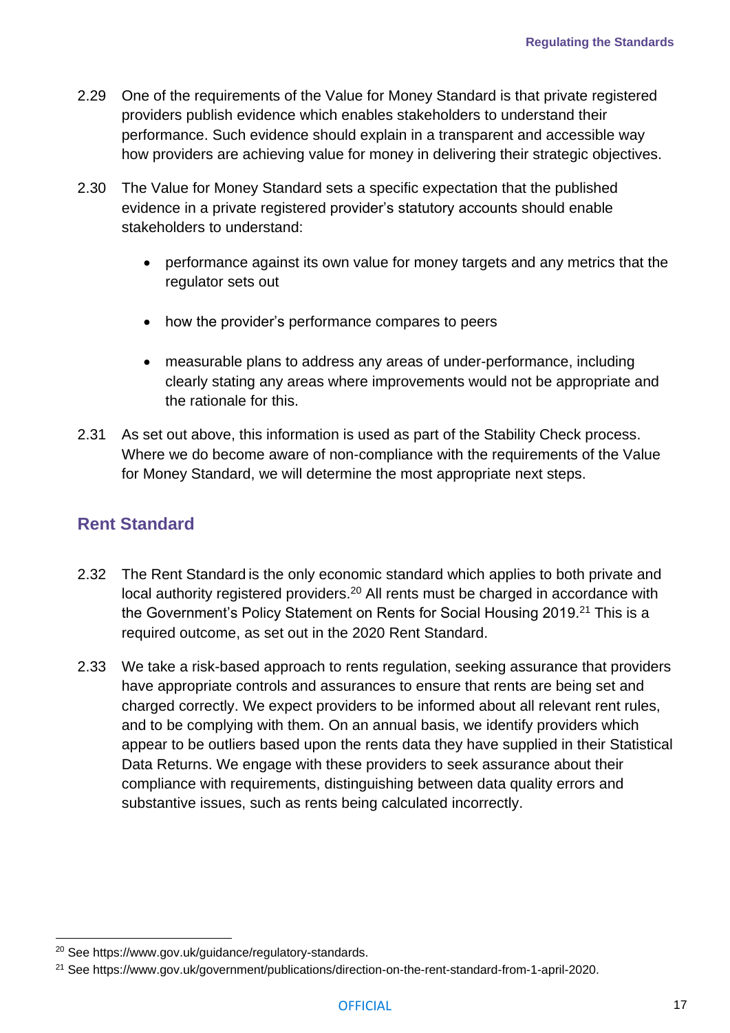2.29 One of the requirements of the Value for Money Standard is that private registered providers publish evidence which enables stakeholders to understand their performance. Such evidence should explain in a transparent and accessible way how providers are achieving value for money in delivering their strategic objectives.

2.30 The Value for Money Standard sets a specific expectation that the published evidence in a private registered provider's statutory accounts should enable stakeholders to understand:

- performance against its own value for money targets and any metrics that the regulator sets out
- how the provider's performance compares to peers
- measurable plans to address any areas of under-performance, including clearly stating any areas where improvements would not be appropriate and the rationale for this.

2.31 As set out above, this information is used as part of the Stability Check process. Where we do become aware of non-compliance with the requirements of the Value for Money Standard, we will determine the most appropriate next steps.

## Rent Standard

2.32 The Rent Standard is the only economic standard which applies to both private and local authority registered providers.[20] All rents must be charged in accordance with the Government's Policy Statement on Rents for Social Housing 2019.[21] This is a required outcome, as set out in the 2020 Rent Standard.

2.33 We take a risk-based approach to rents regulation, seeking assurance that providers have appropriate controls and assurances to ensure that rents are being set and charged correctly. We expect providers to be informed about all relevant rent rules, and to be complying with them. On an annual basis, we identify providers which appear to be outliers based upon the rents data they have supplied in their Statistical Data Returns. We engage with these providers to seek assurance about their compliance with requirements, distinguishing between data quality errors and substantive issues, such as rents being calculated incorrectly.

---

[20] See https://www.gov.uk/guidance/regulatory-standards.

[21] See https://www.gov.uk/government/publications/direction-on-the-rent-standard-from-1-april-2020.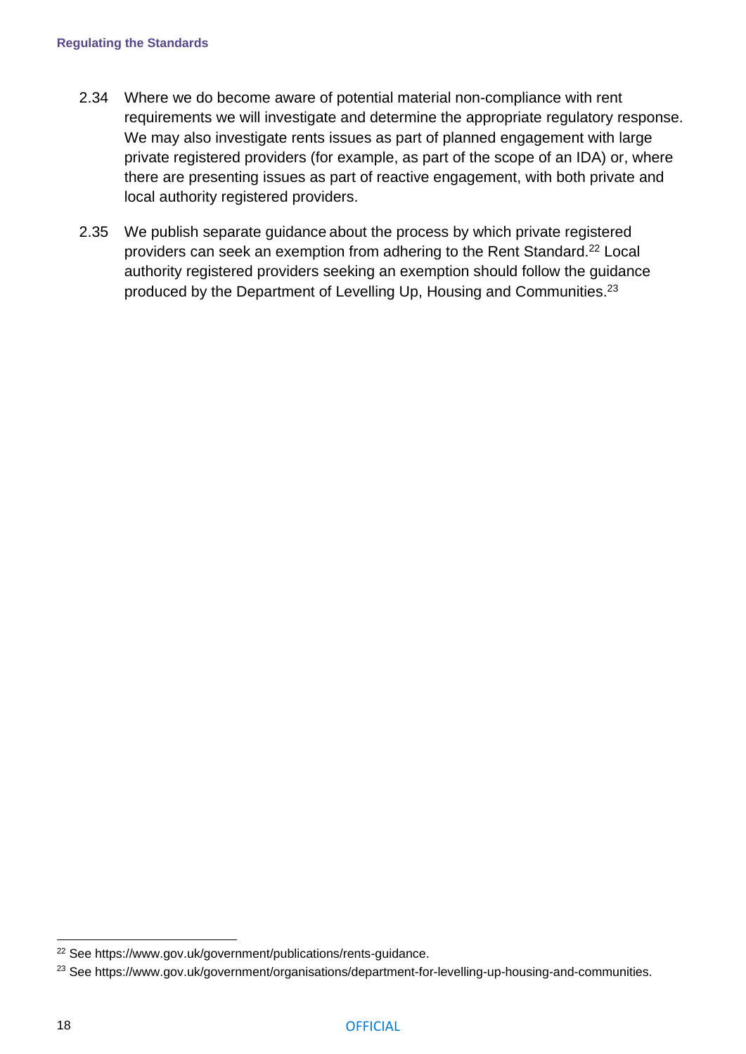2.34 Where we do become aware of potential material non-compliance with rent requirements we will investigate and determine the appropriate regulatory response. We may also investigate rents issues as part of planned engagement with large private registered providers (for example, as part of the scope of an IDA) or, where there are presenting issues as part of reactive engagement, with both private and local authority registered providers.

2.35 We publish separate guidance about the process by which private registered providers can seek an exemption from adhering to the Rent Standard.[22] Local authority registered providers seeking an exemption should follow the guidance produced by the Department of Levelling Up, Housing and Communities.[23]

---

[22] See https://www.gov.uk/government/publications/rents-guidance.

[23] See https://www.gov.uk/government/organisations/department-for-levelling-up-housing-and-communities.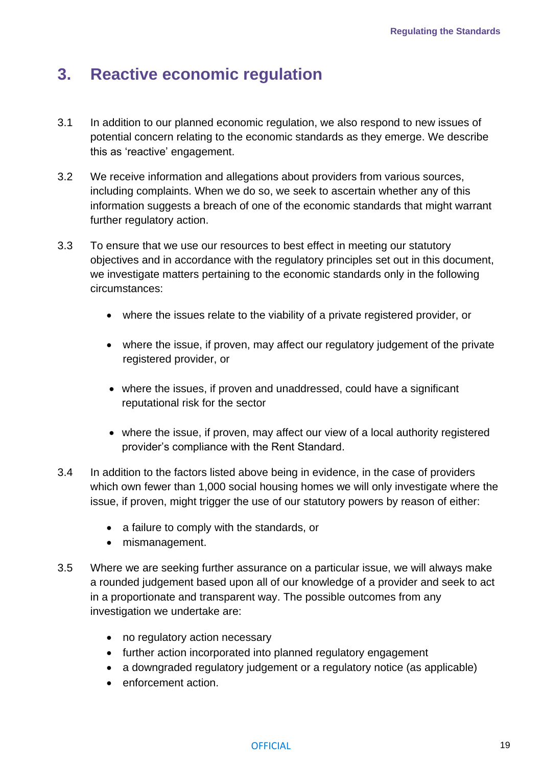# 3. Reactive economic regulation

3.1 In addition to our planned economic regulation, we also respond to new issues of potential concern relating to the economic standards as they emerge. We describe this as 'reactive' engagement.

3.2 We receive information and allegations about providers from various sources, including complaints. When we do so, we seek to ascertain whether any of this information suggests a breach of one of the economic standards that might warrant further regulatory action.

3.3 To ensure that we use our resources to best effect in meeting our statutory objectives and in accordance with the regulatory principles set out in this document, we investigate matters pertaining to the economic standards only in the following circumstances:

- where the issues relate to the viability of a private registered provider, or
- where the issue, if proven, may affect our regulatory judgement of the private registered provider, or
- where the issues, if proven and unaddressed, could have a significant reputational risk for the sector
- where the issue, if proven, may affect our view of a local authority registered provider's compliance with the Rent Standard.

3.4 In addition to the factors listed above being in evidence, in the case of providers which own fewer than 1,000 social housing homes we will only investigate where the issue, if proven, might trigger the use of our statutory powers by reason of either:

- a failure to comply with the standards, or
- mismanagement.

3.5 Where we are seeking further assurance on a particular issue, we will always make a rounded judgement based upon all of our knowledge of a provider and seek to act in a proportionate and transparent way. The possible outcomes from any investigation we undertake are:

- no regulatory action necessary
- further action incorporated into planned regulatory engagement
- a downgraded regulatory judgement or a regulatory notice (as applicable)
- enforcement action.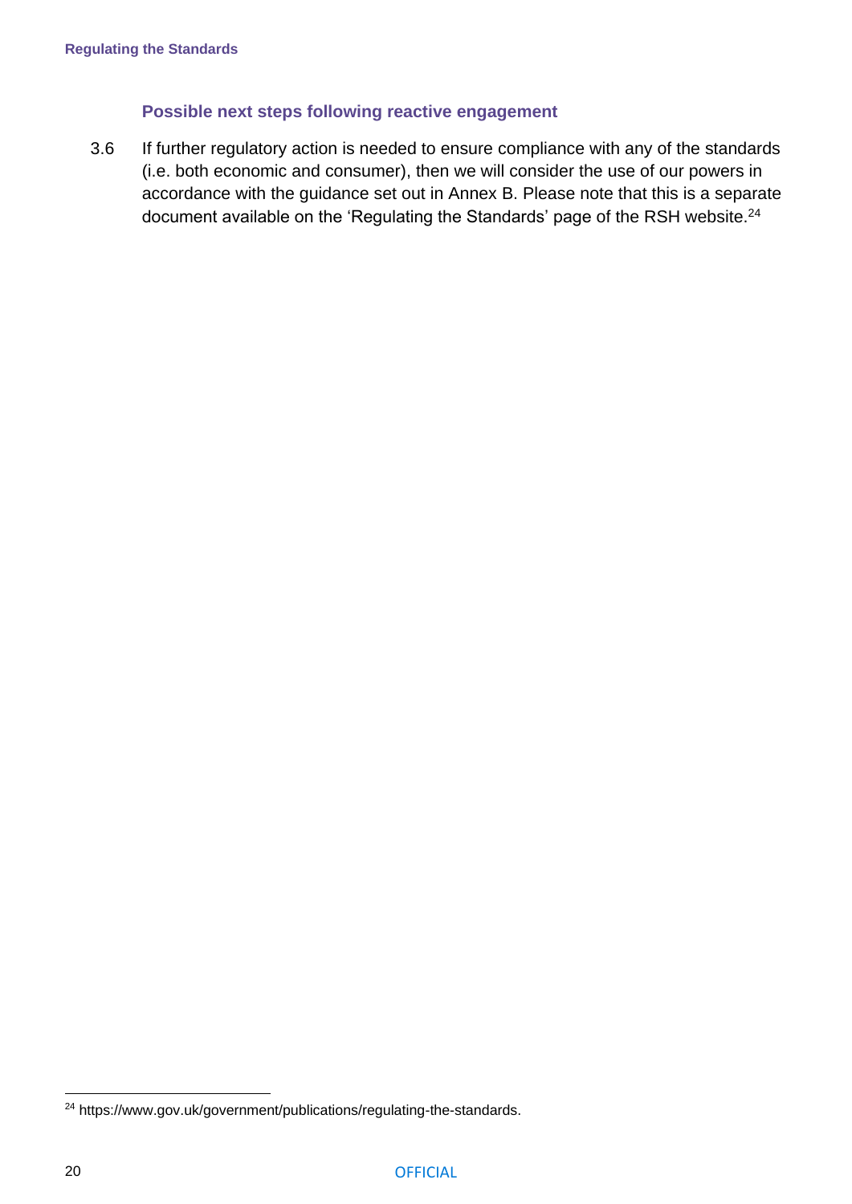### Possible next steps following reactive engagement

3.6 If further regulatory action is needed to ensure compliance with any of the standards (i.e. both economic and consumer), then we will consider the use of our powers in accordance with the guidance set out in Annex B. Please note that this is a separate document available on the 'Regulating the Standards' page of the RSH website.[24]

[24] https://www.gov.uk/government/publications/regulating-the-standards.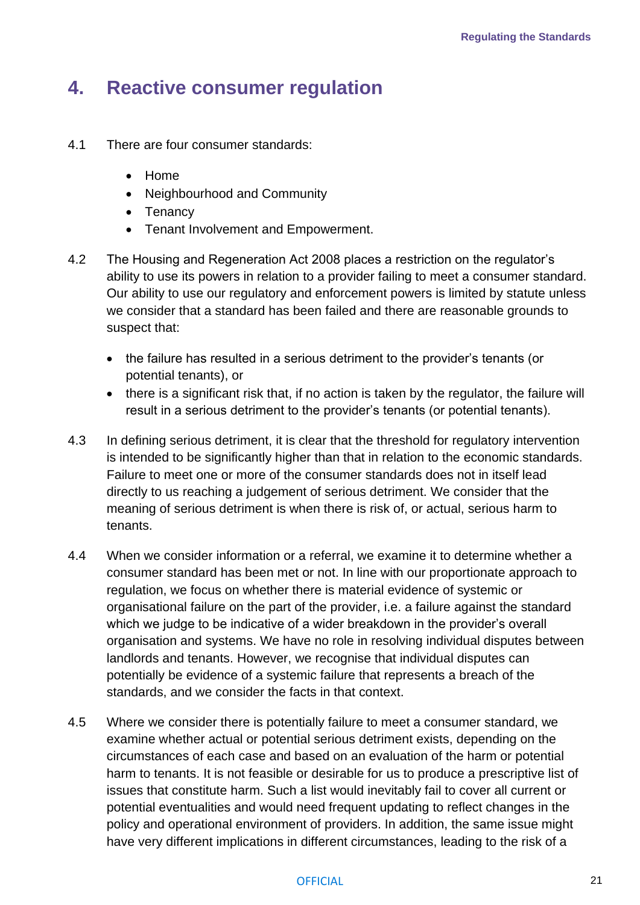# 4. Reactive consumer regulation

4.1 There are four consumer standards:

- Home
- Neighbourhood and Community
- Tenancy
- Tenant Involvement and Empowerment.

4.2 The Housing and Regeneration Act 2008 places a restriction on the regulator's ability to use its powers in relation to a provider failing to meet a consumer standard. Our ability to use our regulatory and enforcement powers is limited by statute unless we consider that a standard has been failed and there are reasonable grounds to suspect that:

- the failure has resulted in a serious detriment to the provider's tenants (or potential tenants), or
- there is a significant risk that, if no action is taken by the regulator, the failure will result in a serious detriment to the provider's tenants (or potential tenants).

4.3 In defining serious detriment, it is clear that the threshold for regulatory intervention is intended to be significantly higher than that in relation to the economic standards. Failure to meet one or more of the consumer standards does not in itself lead directly to us reaching a judgement of serious detriment. We consider that the meaning of serious detriment is when there is risk of, or actual, serious harm to tenants.

4.4 When we consider information or a referral, we examine it to determine whether a consumer standard has been met or not. In line with our proportionate approach to regulation, we focus on whether there is material evidence of systemic or organisational failure on the part of the provider, i.e. a failure against the standard which we judge to be indicative of a wider breakdown in the provider's overall organisation and systems. We have no role in resolving individual disputes between landlords and tenants. However, we recognise that individual disputes can potentially be evidence of a systemic failure that represents a breach of the standards, and we consider the facts in that context.

4.5 Where we consider there is potentially failure to meet a consumer standard, we examine whether actual or potential serious detriment exists, depending on the circumstances of each case and based on an evaluation of the harm or potential harm to tenants. It is not feasible or desirable for us to produce a prescriptive list of issues that constitute harm. Such a list would inevitably fail to cover all current or potential eventualities and would need frequent updating to reflect changes in the policy and operational environment of providers. In addition, the same issue might have very different implications in different circumstances, leading to the risk of a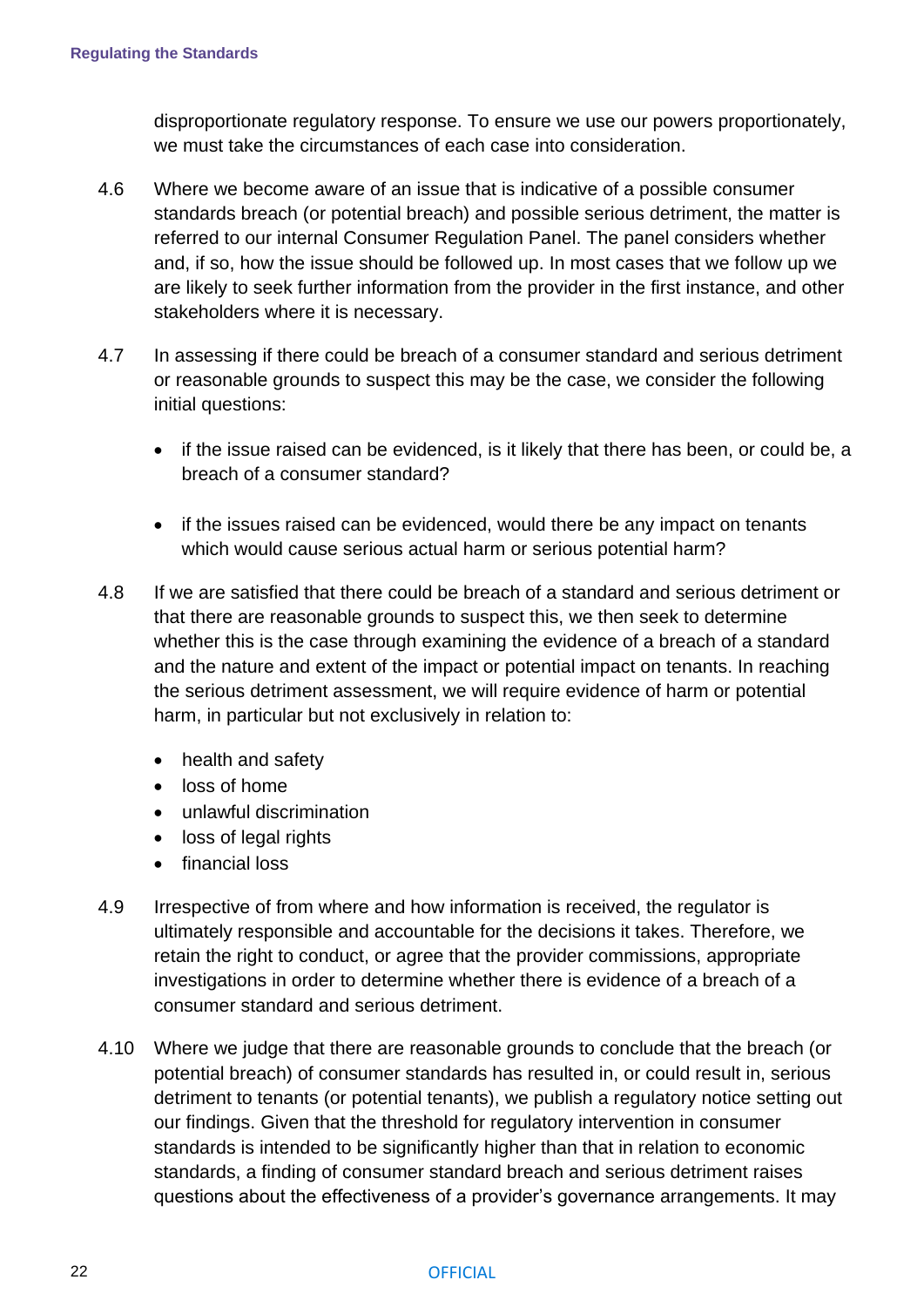disproportionate regulatory response. To ensure we use our powers proportionately, we must take the circumstances of each case into consideration.

4.6 Where we become aware of an issue that is indicative of a possible consumer standards breach (or potential breach) and possible serious detriment, the matter is referred to our internal Consumer Regulation Panel. The panel considers whether and, if so, how the issue should be followed up. In most cases that we follow up we are likely to seek further information from the provider in the first instance, and other stakeholders where it is necessary.

4.7 In assessing if there could be breach of a consumer standard and serious detriment or reasonable grounds to suspect this may be the case, we consider the following initial questions:

- if the issue raised can be evidenced, is it likely that there has been, or could be, a breach of a consumer standard?
- if the issues raised can be evidenced, would there be any impact on tenants which would cause serious actual harm or serious potential harm?

4.8 If we are satisfied that there could be breach of a standard and serious detriment or that there are reasonable grounds to suspect this, we then seek to determine whether this is the case through examining the evidence of a breach of a standard and the nature and extent of the impact or potential impact on tenants. In reaching the serious detriment assessment, we will require evidence of harm or potential harm, in particular but not exclusively in relation to:

- health and safety
- loss of home
- unlawful discrimination
- loss of legal rights
- financial loss

4.9 Irrespective of from where and how information is received, the regulator is ultimately responsible and accountable for the decisions it takes. Therefore, we retain the right to conduct, or agree that the provider commissions, appropriate investigations in order to determine whether there is evidence of a breach of a consumer standard and serious detriment.

4.10 Where we judge that there are reasonable grounds to conclude that the breach (or potential breach) of consumer standards has resulted in, or could result in, serious detriment to tenants (or potential tenants), we publish a regulatory notice setting out our findings. Given that the threshold for regulatory intervention in consumer standards is intended to be significantly higher than that in relation to economic standards, a finding of consumer standard breach and serious detriment raises questions about the effectiveness of a provider's governance arrangements. It may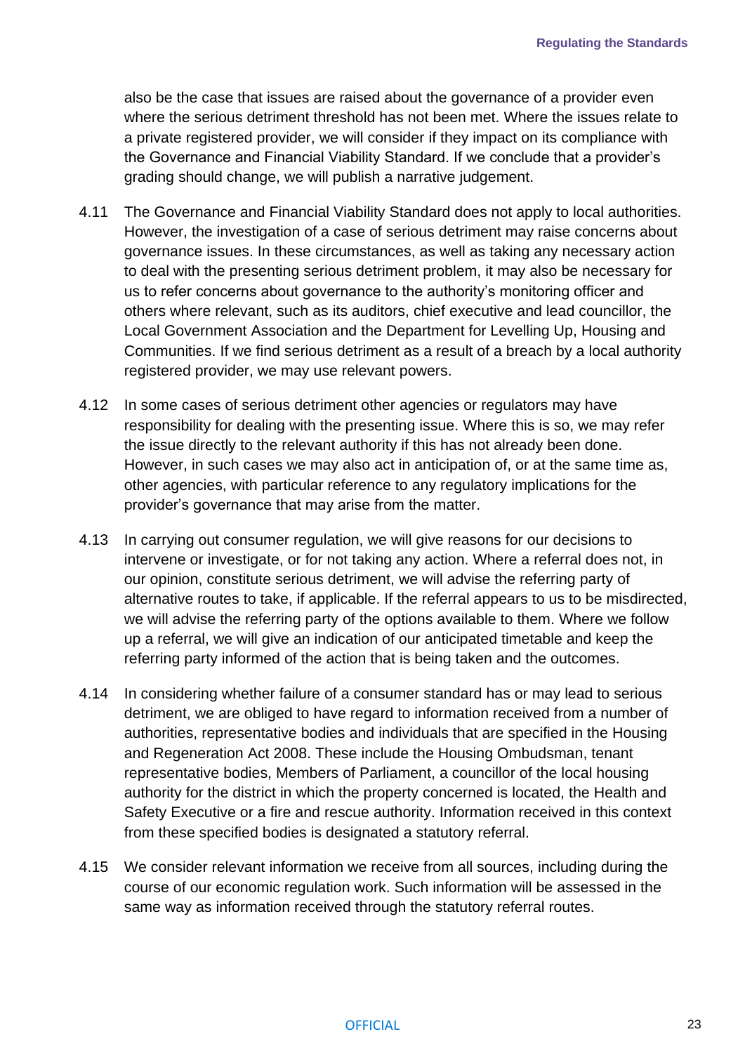also be the case that issues are raised about the governance of a provider even where the serious detriment threshold has not been met. Where the issues relate to a private registered provider, we will consider if they impact on its compliance with the Governance and Financial Viability Standard. If we conclude that a provider's grading should change, we will publish a narrative judgement.

4.11 The Governance and Financial Viability Standard does not apply to local authorities. However, the investigation of a case of serious detriment may raise concerns about governance issues. In these circumstances, as well as taking any necessary action to deal with the presenting serious detriment problem, it may also be necessary for us to refer concerns about governance to the authority's monitoring officer and others where relevant, such as its auditors, chief executive and lead councillor, the Local Government Association and the Department for Levelling Up, Housing and Communities. If we find serious detriment as a result of a breach by a local authority registered provider, we may use relevant powers.

4.12 In some cases of serious detriment other agencies or regulators may have responsibility for dealing with the presenting issue. Where this is so, we may refer the issue directly to the relevant authority if this has not already been done. However, in such cases we may also act in anticipation of, or at the same time as, other agencies, with particular reference to any regulatory implications for the provider's governance that may arise from the matter.

4.13 In carrying out consumer regulation, we will give reasons for our decisions to intervene or investigate, or for not taking any action. Where a referral does not, in our opinion, constitute serious detriment, we will advise the referring party of alternative routes to take, if applicable. If the referral appears to us to be misdirected, we will advise the referring party of the options available to them. Where we follow up a referral, we will give an indication of our anticipated timetable and keep the referring party informed of the action that is being taken and the outcomes.

4.14 In considering whether failure of a consumer standard has or may lead to serious detriment, we are obliged to have regard to information received from a number of authorities, representative bodies and individuals that are specified in the Housing and Regeneration Act 2008. These include the Housing Ombudsman, tenant representative bodies, Members of Parliament, a councillor of the local housing authority for the district in which the property concerned is located, the Health and Safety Executive or a fire and rescue authority. Information received in this context from these specified bodies is designated a statutory referral.

4.15 We consider relevant information we receive from all sources, including during the course of our economic regulation work. Such information will be assessed in the same way as information received through the statutory referral routes.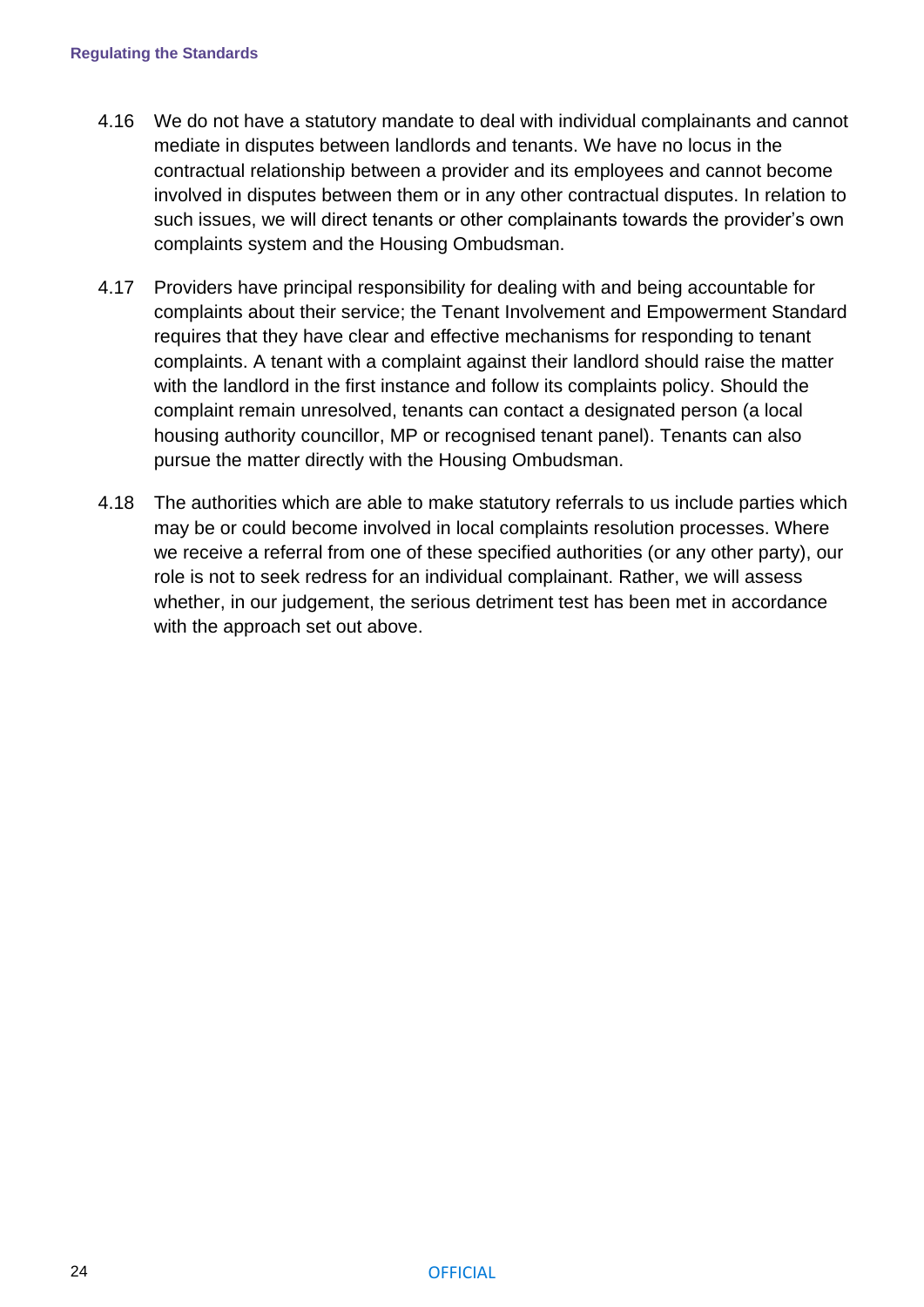4.16 We do not have a statutory mandate to deal with individual complainants and cannot mediate in disputes between landlords and tenants. We have no locus in the contractual relationship between a provider and its employees and cannot become involved in disputes between them or in any other contractual disputes. In relation to such issues, we will direct tenants or other complainants towards the provider's own complaints system and the Housing Ombudsman.

4.17 Providers have principal responsibility for dealing with and being accountable for complaints about their service; the Tenant Involvement and Empowerment Standard requires that they have clear and effective mechanisms for responding to tenant complaints. A tenant with a complaint against their landlord should raise the matter with the landlord in the first instance and follow its complaints policy. Should the complaint remain unresolved, tenants can contact a designated person (a local housing authority councillor, MP or recognised tenant panel). Tenants can also pursue the matter directly with the Housing Ombudsman.

4.18 The authorities which are able to make statutory referrals to us include parties which may be or could become involved in local complaints resolution processes. Where we receive a referral from one of these specified authorities (or any other party), our role is not to seek redress for an individual complainant. Rather, we will assess whether, in our judgement, the serious detriment test has been met in accordance with the approach set out above.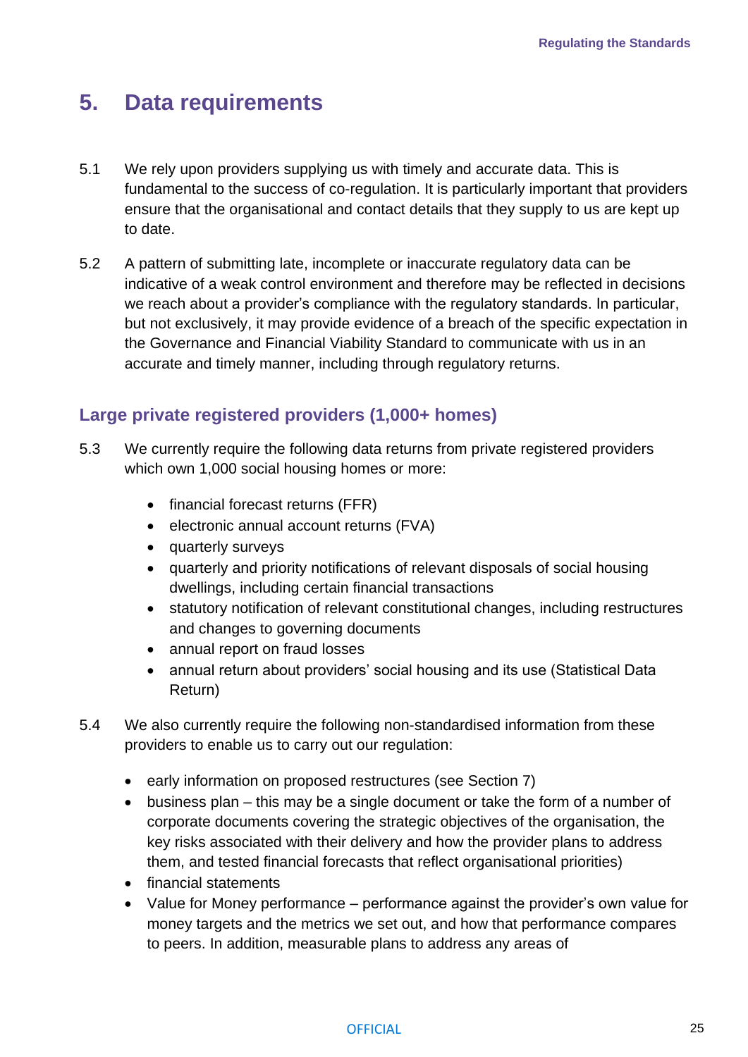## 5. Data requirements

5.1 We rely upon providers supplying us with timely and accurate data. This is fundamental to the success of co-regulation. It is particularly important that providers ensure that the organisational and contact details that they supply to us are kept up to date.

5.2 A pattern of submitting late, incomplete or inaccurate regulatory data can be indicative of a weak control environment and therefore may be reflected in decisions we reach about a provider's compliance with the regulatory standards. In particular, but not exclusively, it may provide evidence of a breach of the specific expectation in the Governance and Financial Viability Standard to communicate with us in an accurate and timely manner, including through regulatory returns.

### Large private registered providers (1,000+ homes)

5.3 We currently require the following data returns from private registered providers which own 1,000 social housing homes or more:

- financial forecast returns (FFR)
- electronic annual account returns (FVA)
- quarterly surveys
- quarterly and priority notifications of relevant disposals of social housing dwellings, including certain financial transactions
- statutory notification of relevant constitutional changes, including restructures and changes to governing documents
- annual report on fraud losses
- annual return about providers' social housing and its use (Statistical Data Return)

5.4 We also currently require the following non-standardised information from these providers to enable us to carry out our regulation:

- early information on proposed restructures (see Section 7)
- business plan – this may be a single document or take the form of a number of corporate documents covering the strategic objectives of the organisation, the key risks associated with their delivery and how the provider plans to address them, and tested financial forecasts that reflect organisational priorities)
- financial statements
- Value for Money performance – performance against the provider's own value for money targets and the metrics we set out, and how that performance compares to peers. In addition, measurable plans to address any areas of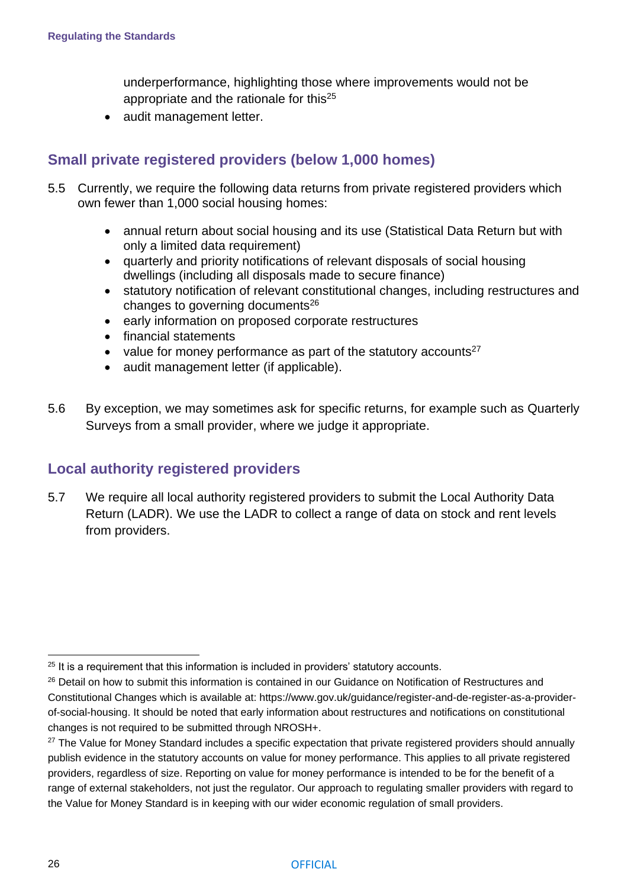underperformance, highlighting those where improvements would not be appropriate and the rationale for this[25]
- audit management letter.

## Small private registered providers (below 1,000 homes)

5.5 Currently, we require the following data returns from private registered providers which own fewer than 1,000 social housing homes:

- annual return about social housing and its use (Statistical Data Return but with only a limited data requirement)
- quarterly and priority notifications of relevant disposals of social housing dwellings (including all disposals made to secure finance)
- statutory notification of relevant constitutional changes, including restructures and changes to governing documents[26]
- early information on proposed corporate restructures
- financial statements
- value for money performance as part of the statutory accounts[27]
- audit management letter (if applicable).

5.6 By exception, we may sometimes ask for specific returns, for example such as Quarterly Surveys from a small provider, where we judge it appropriate.

## Local authority registered providers

5.7 We require all local authority registered providers to submit the Local Authority Data Return (LADR). We use the LADR to collect a range of data on stock and rent levels from providers.

---

[25] It is a requirement that this information is included in providers' statutory accounts.

[26] Detail on how to submit this information is contained in our Guidance on Notification of Restructures and Constitutional Changes which is available at: https://www.gov.uk/guidance/register-and-de-register-as-a-provider-of-social-housing. It should be noted that early information about restructures and notifications on constitutional changes is not required to be submitted through NROSH+.

[27] The Value for Money Standard includes a specific expectation that private registered providers should annually publish evidence in the statutory accounts on value for money performance. This applies to all private registered providers, regardless of size. Reporting on value for money performance is intended to be for the benefit of a range of external stakeholders, not just the regulator. Our approach to regulating smaller providers with regard to the Value for Money Standard is in keeping with our wider economic regulation of small providers.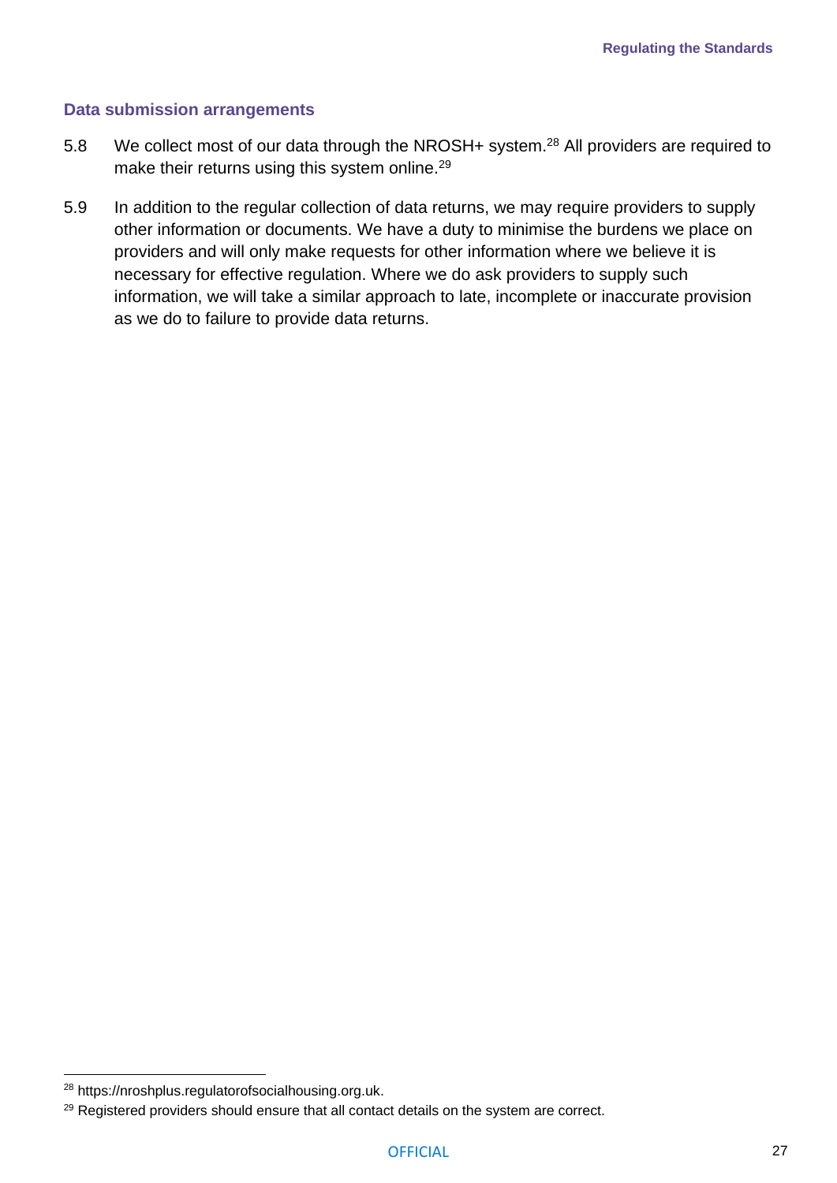### Data submission arrangements

5.8 We collect most of our data through the NROSH+ system.[28] All providers are required to make their returns using this system online.[29]

5.9 In addition to the regular collection of data returns, we may require providers to supply other information or documents. We have a duty to minimise the burdens we place on providers and will only make requests for other information where we believe it is necessary for effective regulation. Where we do ask providers to supply such information, we will take a similar approach to late, incomplete or inaccurate provision as we do to failure to provide data returns.

[28] https://nroshplus.regulatorofsocialhousing.org.uk.

[29] Registered providers should ensure that all contact details on the system are correct.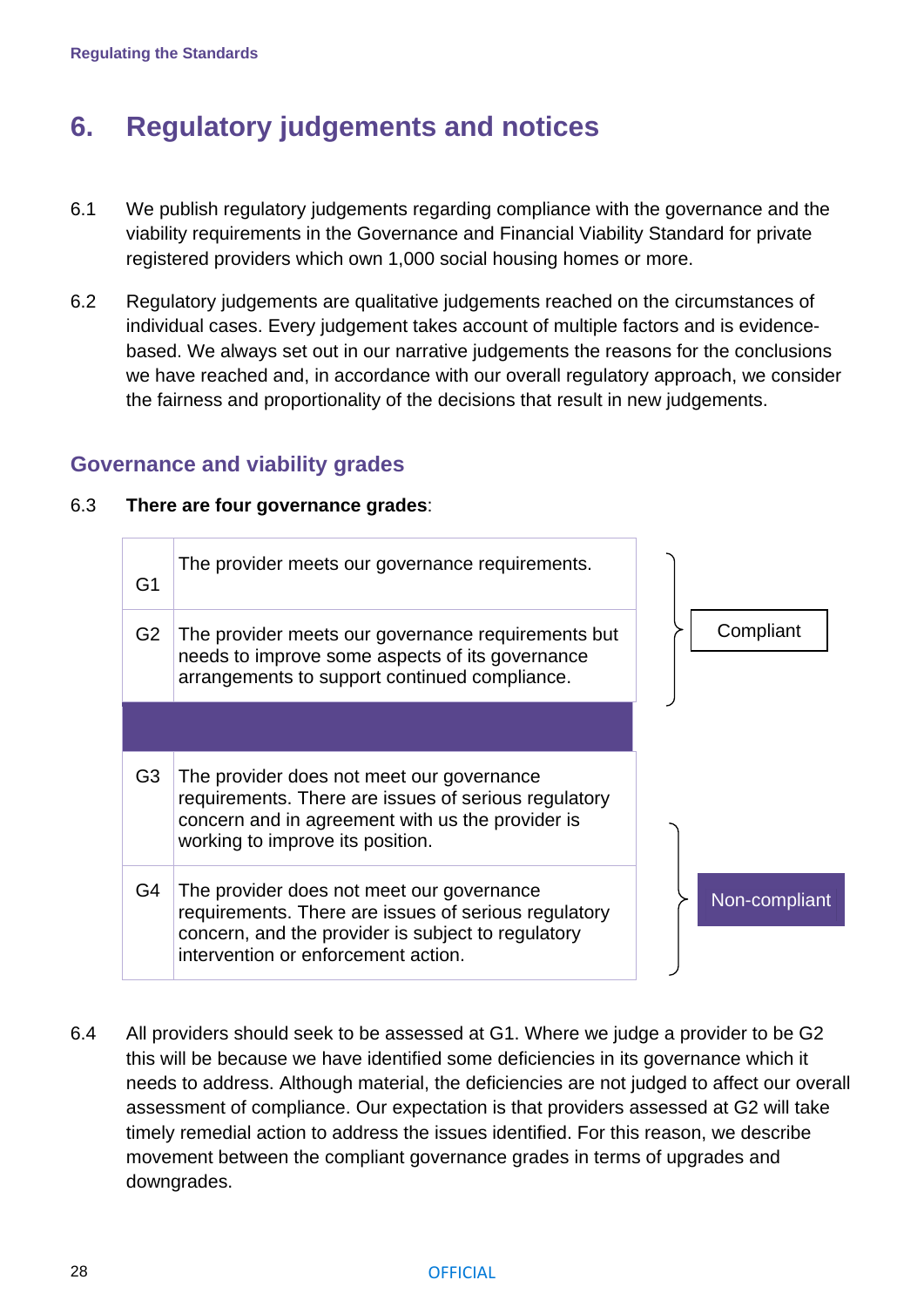# 6. Regulatory judgements and notices

6.1 We publish regulatory judgements regarding compliance with the governance and the viability requirements in the Governance and Financial Viability Standard for private registered providers which own 1,000 social housing homes or more.

6.2 Regulatory judgements are qualitative judgements reached on the circumstances of individual cases. Every judgement takes account of multiple factors and is evidence-based. We always set out in our narrative judgements the reasons for the conclusions we have reached and, in accordance with our overall regulatory approach, we consider the fairness and proportionality of the decisions that result in new judgements.

## Governance and viability grades

6.3 **There are four governance grades**:

| Grade | Description | Status |
|---|---|---|
| G1 | The provider meets our governance requirements. | Compliant |
| G2 | The provider meets our governance requirements but needs to improve some aspects of its governance arrangements to support continued compliance. | Compliant |
| G3 | The provider does not meet our governance requirements. There are issues of serious regulatory concern and in agreement with us the provider is working to improve its position. | Non-compliant |
| G4 | The provider does not meet our governance requirements. There are issues of serious regulatory concern, and the provider is subject to regulatory intervention or enforcement action. | Non-compliant |

6.4 All providers should seek to be assessed at G1. Where we judge a provider to be G2 this will be because we have identified some deficiencies in its governance which it needs to address. Although material, the deficiencies are not judged to affect our overall assessment of compliance. Our expectation is that providers assessed at G2 will take timely remedial action to address the issues identified. For this reason, we describe movement between the compliant governance grades in terms of upgrades and downgrades.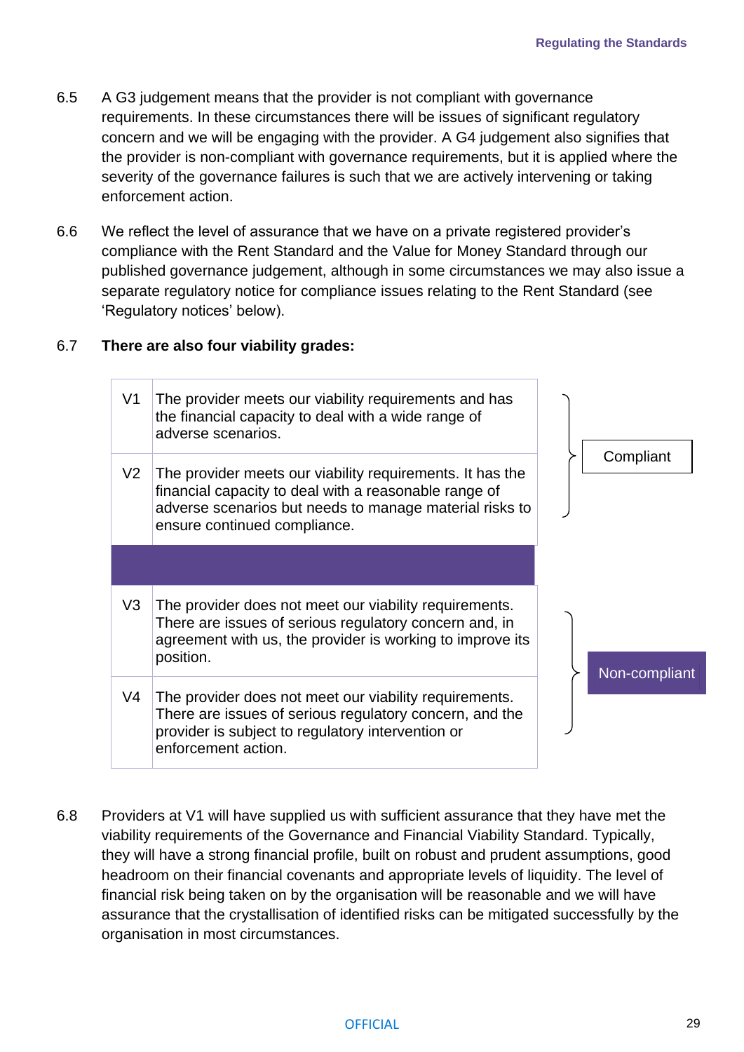6.5 A G3 judgement means that the provider is not compliant with governance requirements. In these circumstances there will be issues of significant regulatory concern and we will be engaging with the provider. A G4 judgement also signifies that the provider is non-compliant with governance requirements, but it is applied where the severity of the governance failures is such that we are actively intervening or taking enforcement action.

6.6 We reflect the level of assurance that we have on a private registered provider's compliance with the Rent Standard and the Value for Money Standard through our published governance judgement, although in some circumstances we may also issue a separate regulatory notice for compliance issues relating to the Rent Standard (see 'Regulatory notices' below).

6.7 **There are also four viability grades:**

| Grade | Description | Status |
|---|---|---|
| V1 | The provider meets our viability requirements and has the financial capacity to deal with a wide range of adverse scenarios. | Compliant |
| V2 | The provider meets our viability requirements. It has the financial capacity to deal with a reasonable range of adverse scenarios but needs to manage material risks to ensure continued compliance. | Compliant |
| V3 | The provider does not meet our viability requirements. There are issues of serious regulatory concern and, in agreement with us, the provider is working to improve its position. | Non-compliant |
| V4 | The provider does not meet our viability requirements. There are issues of serious regulatory concern, and the provider is subject to regulatory intervention or enforcement action. | Non-compliant |

6.8 Providers at V1 will have supplied us with sufficient assurance that they have met the viability requirements of the Governance and Financial Viability Standard. Typically, they will have a strong financial profile, built on robust and prudent assumptions, good headroom on their financial covenants and appropriate levels of liquidity. The level of financial risk being taken on by the organisation will be reasonable and we will have assurance that the crystallisation of identified risks can be mitigated successfully by the organisation in most circumstances.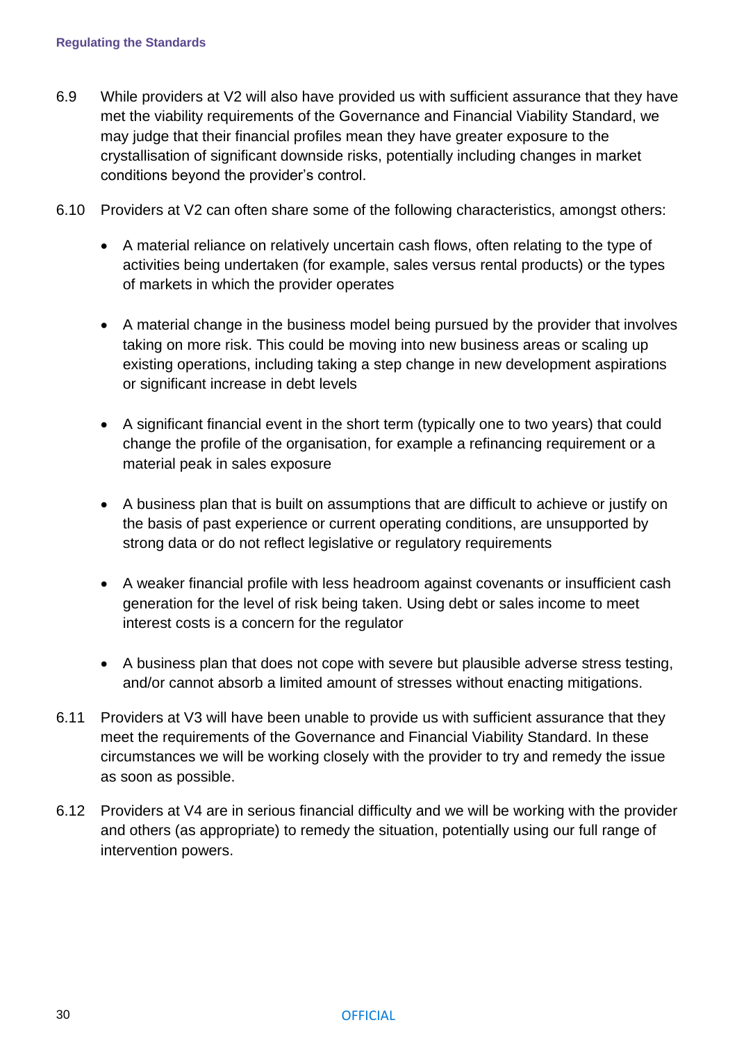6.9 While providers at V2 will also have provided us with sufficient assurance that they have met the viability requirements of the Governance and Financial Viability Standard, we may judge that their financial profiles mean they have greater exposure to the crystallisation of significant downside risks, potentially including changes in market conditions beyond the provider's control.

6.10 Providers at V2 can often share some of the following characteristics, amongst others:

- A material reliance on relatively uncertain cash flows, often relating to the type of activities being undertaken (for example, sales versus rental products) or the types of markets in which the provider operates
- A material change in the business model being pursued by the provider that involves taking on more risk. This could be moving into new business areas or scaling up existing operations, including taking a step change in new development aspirations or significant increase in debt levels
- A significant financial event in the short term (typically one to two years) that could change the profile of the organisation, for example a refinancing requirement or a material peak in sales exposure
- A business plan that is built on assumptions that are difficult to achieve or justify on the basis of past experience or current operating conditions, are unsupported by strong data or do not reflect legislative or regulatory requirements
- A weaker financial profile with less headroom against covenants or insufficient cash generation for the level of risk being taken. Using debt or sales income to meet interest costs is a concern for the regulator
- A business plan that does not cope with severe but plausible adverse stress testing, and/or cannot absorb a limited amount of stresses without enacting mitigations.

6.11 Providers at V3 will have been unable to provide us with sufficient assurance that they meet the requirements of the Governance and Financial Viability Standard. In these circumstances we will be working closely with the provider to try and remedy the issue as soon as possible.

6.12 Providers at V4 are in serious financial difficulty and we will be working with the provider and others (as appropriate) to remedy the situation, potentially using our full range of intervention powers.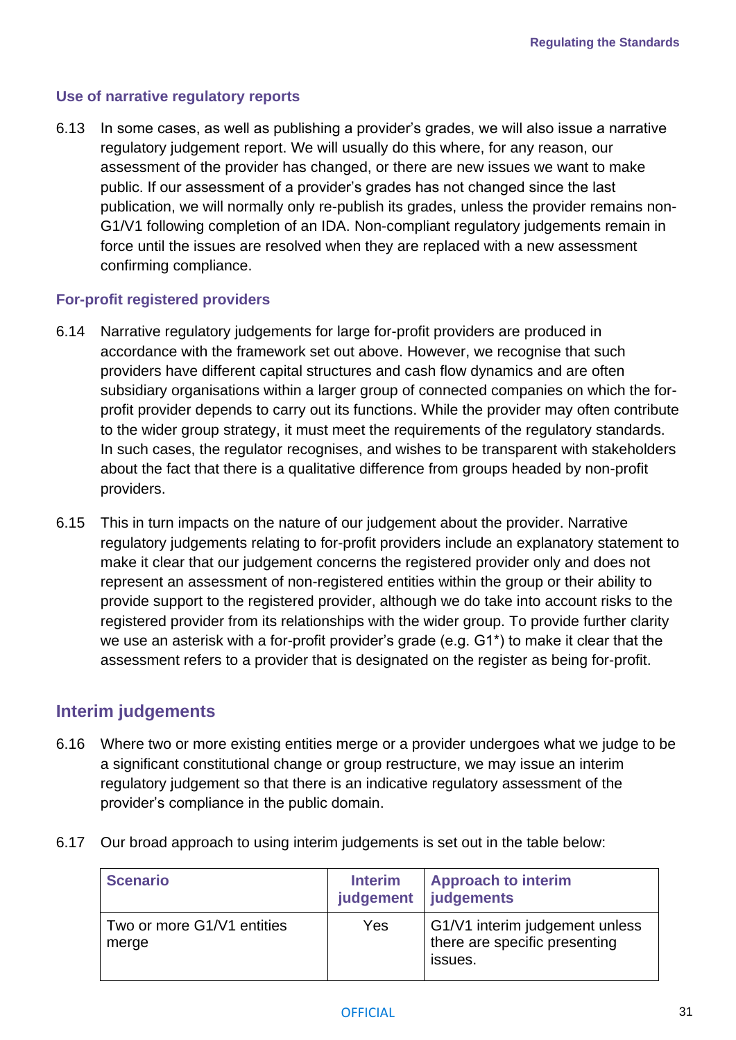### Use of narrative regulatory reports

6.13 In some cases, as well as publishing a provider's grades, we will also issue a narrative regulatory judgement report. We will usually do this where, for any reason, our assessment of the provider has changed, or there are new issues we want to make public. If our assessment of a provider's grades has not changed since the last publication, we will normally only re-publish its grades, unless the provider remains non-G1/V1 following completion of an IDA. Non-compliant regulatory judgements remain in force until the issues are resolved when they are replaced with a new assessment confirming compliance.

### For-profit registered providers

6.14 Narrative regulatory judgements for large for-profit providers are produced in accordance with the framework set out above. However, we recognise that such providers have different capital structures and cash flow dynamics and are often subsidiary organisations within a larger group of connected companies on which the for-profit provider depends to carry out its functions. While the provider may often contribute to the wider group strategy, it must meet the requirements of the regulatory standards. In such cases, the regulator recognises, and wishes to be transparent with stakeholders about the fact that there is a qualitative difference from groups headed by non-profit providers.

6.15 This in turn impacts on the nature of our judgement about the provider. Narrative regulatory judgements relating to for-profit providers include an explanatory statement to make it clear that our judgement concerns the registered provider only and does not represent an assessment of non-registered entities within the group or their ability to provide support to the registered provider, although we do take into account risks to the registered provider from its relationships with the wider group. To provide further clarity we use an asterisk with a for-profit provider's grade (e.g. G1*) to make it clear that the assessment refers to a provider that is designated on the register as being for-profit.

## Interim judgements

6.16 Where two or more existing entities merge or a provider undergoes what we judge to be a significant constitutional change or group restructure, we may issue an interim regulatory judgement so that there is an indicative regulatory assessment of the provider's compliance in the public domain.

6.17 Our broad approach to using interim judgements is set out in the table below:

| Scenario | Interim judgement | Approach to interim judgements |
|---|---|---|
| Two or more G1/V1 entities merge | Yes | G1/V1 interim judgement unless there are specific presenting issues. |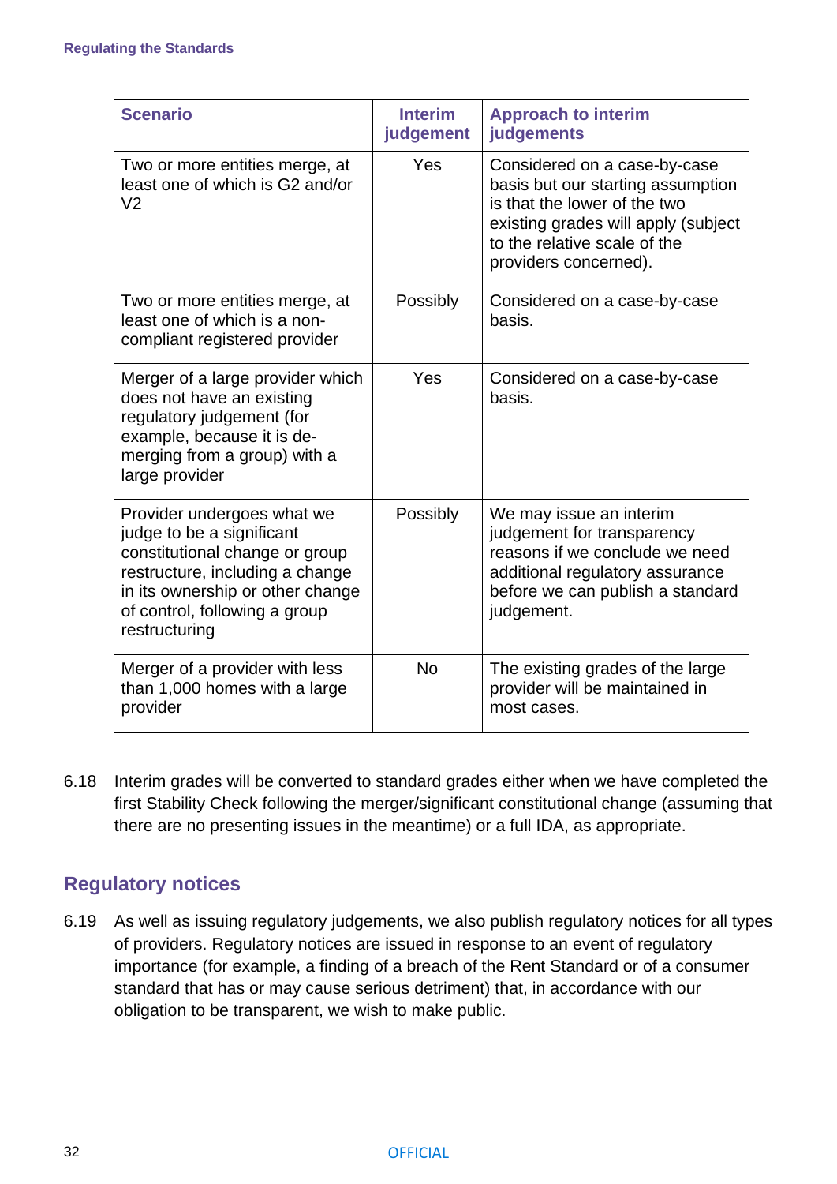| Scenario | Interim judgement | Approach to interim judgements |
|---|---|---|
| Two or more entities merge, at least one of which is G2 and/or V2 | Yes | Considered on a case-by-case basis but our starting assumption is that the lower of the two existing grades will apply (subject to the relative scale of the providers concerned). |
| Two or more entities merge, at least one of which is a non-compliant registered provider | Possibly | Considered on a case-by-case basis. |
| Merger of a large provider which does not have an existing regulatory judgement (for example, because it is de-merging from a group) with a large provider | Yes | Considered on a case-by-case basis. |
| Provider undergoes what we judge to be a significant constitutional change or group restructure, including a change in its ownership or other change of control, following a group restructuring | Possibly | We may issue an interim judgement for transparency reasons if we conclude we need additional regulatory assurance before we can publish a standard judgement. |
| Merger of a provider with less than 1,000 homes with a large provider | No | The existing grades of the large provider will be maintained in most cases. |

6.18 Interim grades will be converted to standard grades either when we have completed the first Stability Check following the merger/significant constitutional change (assuming that there are no presenting issues in the meantime) or a full IDA, as appropriate.

## Regulatory notices

6.19 As well as issuing regulatory judgements, we also publish regulatory notices for all types of providers. Regulatory notices are issued in response to an event of regulatory importance (for example, a finding of a breach of the Rent Standard or of a consumer standard that has or may cause serious detriment) that, in accordance with our obligation to be transparent, we wish to make public.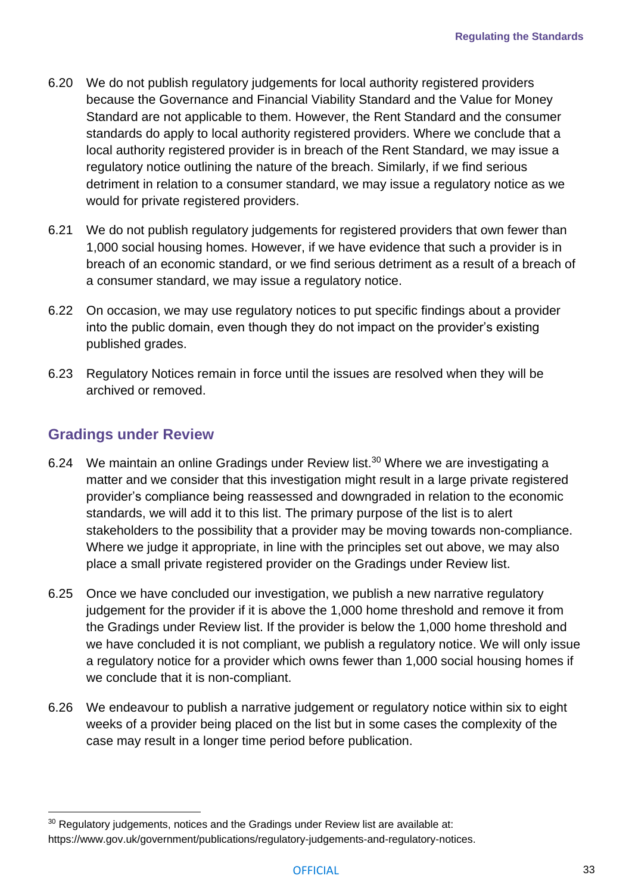6.20 We do not publish regulatory judgements for local authority registered providers because the Governance and Financial Viability Standard and the Value for Money Standard are not applicable to them. However, the Rent Standard and the consumer standards do apply to local authority registered providers. Where we conclude that a local authority registered provider is in breach of the Rent Standard, we may issue a regulatory notice outlining the nature of the breach. Similarly, if we find serious detriment in relation to a consumer standard, we may issue a regulatory notice as we would for private registered providers.

6.21 We do not publish regulatory judgements for registered providers that own fewer than 1,000 social housing homes. However, if we have evidence that such a provider is in breach of an economic standard, or we find serious detriment as a result of a breach of a consumer standard, we may issue a regulatory notice.

6.22 On occasion, we may use regulatory notices to put specific findings about a provider into the public domain, even though they do not impact on the provider's existing published grades.

6.23 Regulatory Notices remain in force until the issues are resolved when they will be archived or removed.

## Gradings under Review

6.24 We maintain an online Gradings under Review list.[30] Where we are investigating a matter and we consider that this investigation might result in a large private registered provider's compliance being reassessed and downgraded in relation to the economic standards, we will add it to this list. The primary purpose of the list is to alert stakeholders to the possibility that a provider may be moving towards non-compliance. Where we judge it appropriate, in line with the principles set out above, we may also place a small private registered provider on the Gradings under Review list.

6.25 Once we have concluded our investigation, we publish a new narrative regulatory judgement for the provider if it is above the 1,000 home threshold and remove it from the Gradings under Review list. If the provider is below the 1,000 home threshold and we have concluded it is not compliant, we publish a regulatory notice. We will only issue a regulatory notice for a provider which owns fewer than 1,000 social housing homes if we conclude that it is non-compliant.

6.26 We endeavour to publish a narrative judgement or regulatory notice within six to eight weeks of a provider being placed on the list but in some cases the complexity of the case may result in a longer time period before publication.

---

[30] Regulatory judgements, notices and the Gradings under Review list are available at: https://www.gov.uk/government/publications/regulatory-judgements-and-regulatory-notices.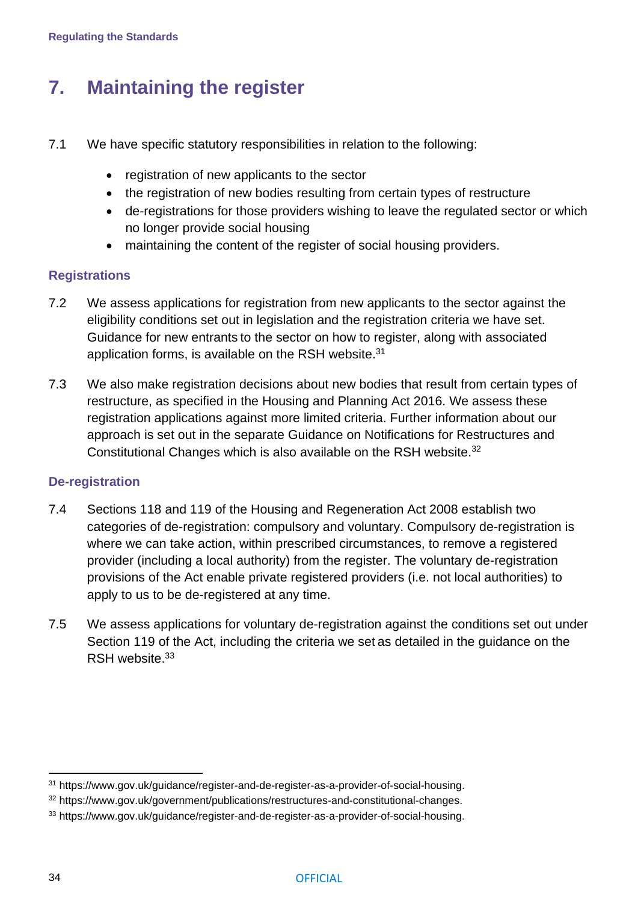# 7. Maintaining the register

7.1 We have specific statutory responsibilities in relation to the following:

- registration of new applicants to the sector
- the registration of new bodies resulting from certain types of restructure
- de-registrations for those providers wishing to leave the regulated sector or which no longer provide social housing
- maintaining the content of the register of social housing providers.

### Registrations

7.2 We assess applications for registration from new applicants to the sector against the eligibility conditions set out in legislation and the registration criteria we have set. Guidance for new entrants to the sector on how to register, along with associated application forms, is available on the RSH website.[31]

7.3 We also make registration decisions about new bodies that result from certain types of restructure, as specified in the Housing and Planning Act 2016. We assess these registration applications against more limited criteria. Further information about our approach is set out in the separate Guidance on Notifications for Restructures and Constitutional Changes which is also available on the RSH website.[32]

### De-registration

7.4 Sections 118 and 119 of the Housing and Regeneration Act 2008 establish two categories of de-registration: compulsory and voluntary. Compulsory de-registration is where we can take action, within prescribed circumstances, to remove a registered provider (including a local authority) from the register. The voluntary de-registration provisions of the Act enable private registered providers (i.e. not local authorities) to apply to us to be de-registered at any time.

7.5 We assess applications for voluntary de-registration against the conditions set out under Section 119 of the Act, including the criteria we set as detailed in the guidance on the RSH website.[33]

---

[31] https://www.gov.uk/guidance/register-and-de-register-as-a-provider-of-social-housing.

[32] https://www.gov.uk/government/publications/restructures-and-constitutional-changes.

[33] https://www.gov.uk/guidance/register-and-de-register-as-a-provider-of-social-housing.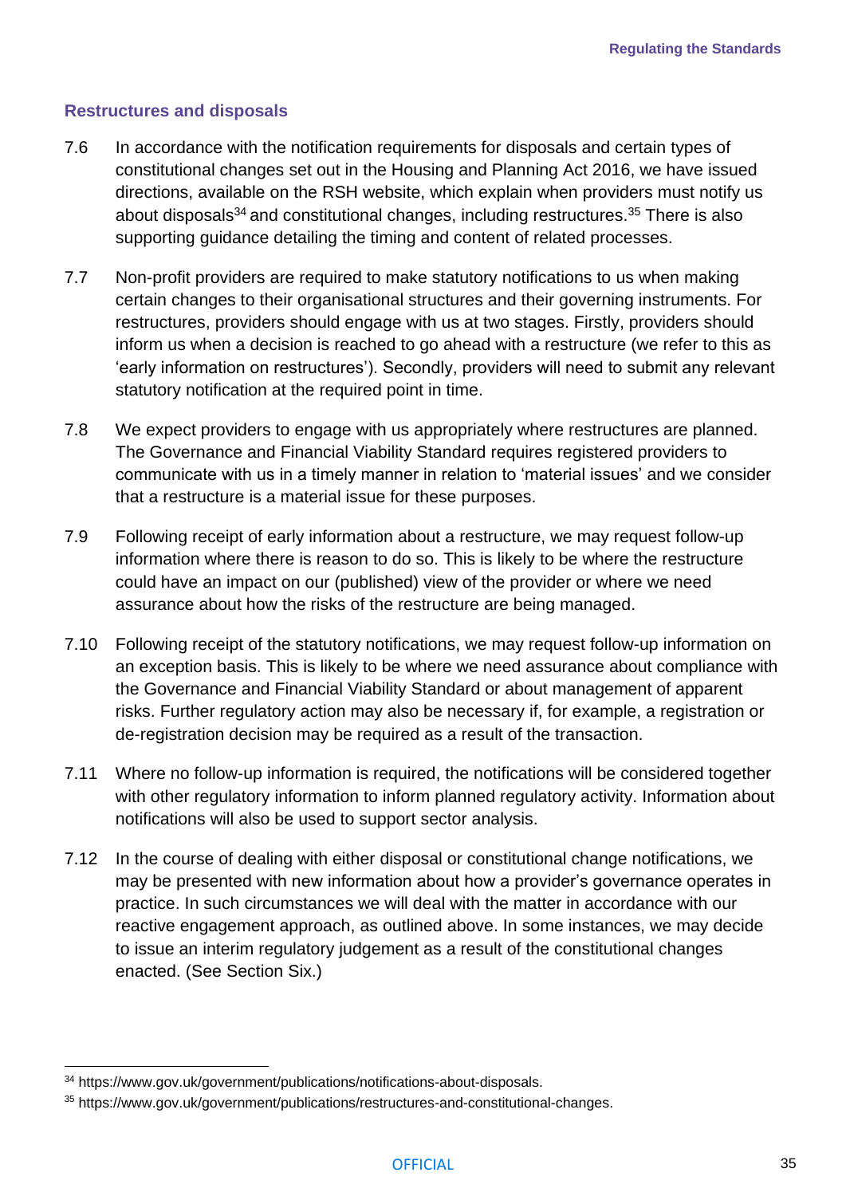## Restructures and disposals

7.6 In accordance with the notification requirements for disposals and certain types of constitutional changes set out in the Housing and Planning Act 2016, we have issued directions, available on the RSH website, which explain when providers must notify us about disposals[34] and constitutional changes, including restructures.[35] There is also supporting guidance detailing the timing and content of related processes.

7.7 Non-profit providers are required to make statutory notifications to us when making certain changes to their organisational structures and their governing instruments. For restructures, providers should engage with us at two stages. Firstly, providers should inform us when a decision is reached to go ahead with a restructure (we refer to this as 'early information on restructures'). Secondly, providers will need to submit any relevant statutory notification at the required point in time.

7.8 We expect providers to engage with us appropriately where restructures are planned. The Governance and Financial Viability Standard requires registered providers to communicate with us in a timely manner in relation to 'material issues' and we consider that a restructure is a material issue for these purposes.

7.9 Following receipt of early information about a restructure, we may request follow-up information where there is reason to do so. This is likely to be where the restructure could have an impact on our (published) view of the provider or where we need assurance about how the risks of the restructure are being managed.

7.10 Following receipt of the statutory notifications, we may request follow-up information on an exception basis. This is likely to be where we need assurance about compliance with the Governance and Financial Viability Standard or about management of apparent risks. Further regulatory action may also be necessary if, for example, a registration or de-registration decision may be required as a result of the transaction.

7.11 Where no follow-up information is required, the notifications will be considered together with other regulatory information to inform planned regulatory activity. Information about notifications will also be used to support sector analysis.

7.12 In the course of dealing with either disposal or constitutional change notifications, we may be presented with new information about how a provider's governance operates in practice. In such circumstances we will deal with the matter in accordance with our reactive engagement approach, as outlined above. In some instances, we may decide to issue an interim regulatory judgement as a result of the constitutional changes enacted. (See Section Six.)

---

[34] https://www.gov.uk/government/publications/notifications-about-disposals.

[35] https://www.gov.uk/government/publications/restructures-and-constitutional-changes.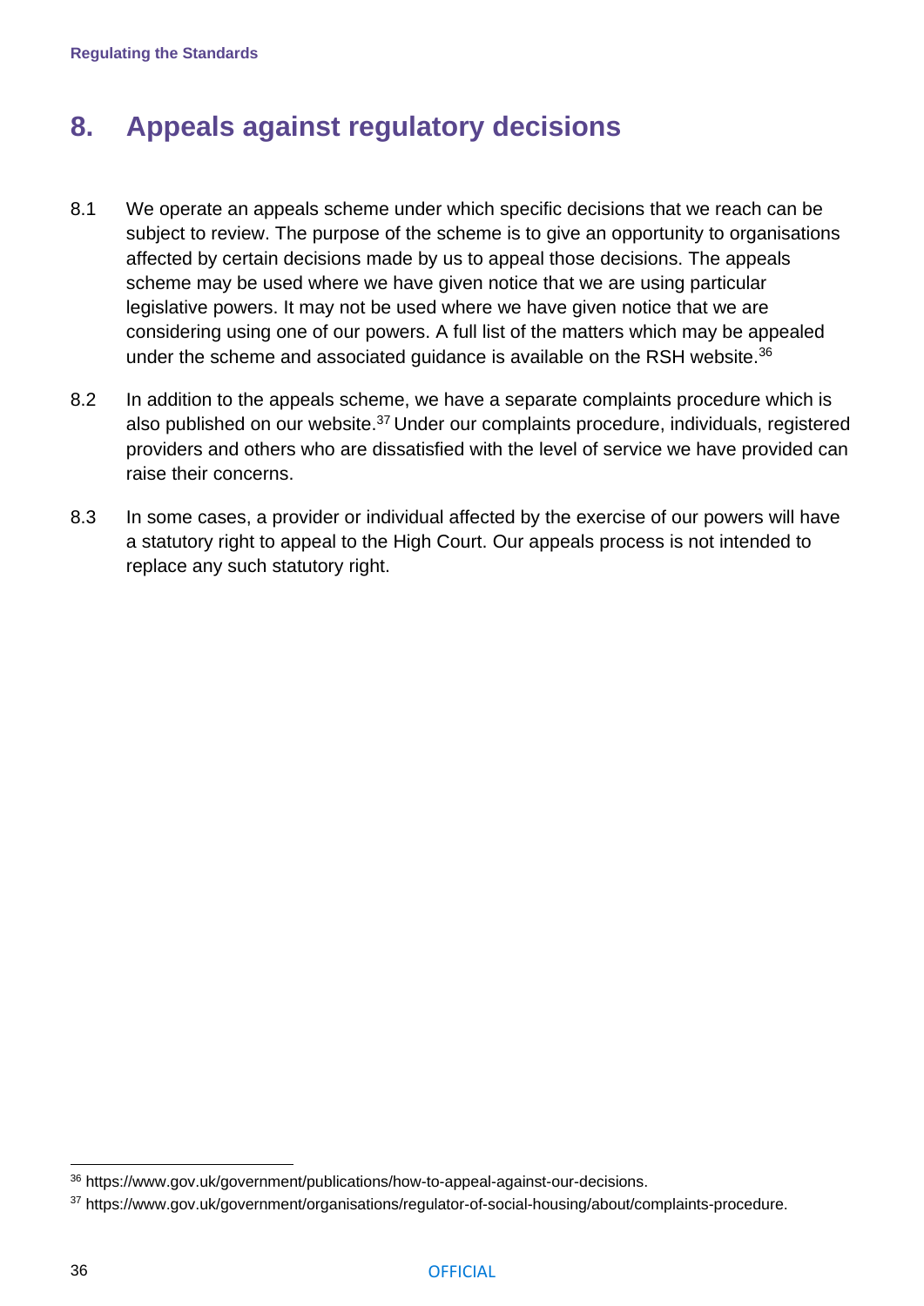# 8. Appeals against regulatory decisions

8.1 We operate an appeals scheme under which specific decisions that we reach can be subject to review. The purpose of the scheme is to give an opportunity to organisations affected by certain decisions made by us to appeal those decisions. The appeals scheme may be used where we have given notice that we are using particular legislative powers. It may not be used where we have given notice that we are considering using one of our powers. A full list of the matters which may be appealed under the scheme and associated guidance is available on the RSH website.[36]

8.2 In addition to the appeals scheme, we have a separate complaints procedure which is also published on our website.[37] Under our complaints procedure, individuals, registered providers and others who are dissatisfied with the level of service we have provided can raise their concerns.

8.3 In some cases, a provider or individual affected by the exercise of our powers will have a statutory right to appeal to the High Court. Our appeals process is not intended to replace any such statutory right.

---

[36] https://www.gov.uk/government/publications/how-to-appeal-against-our-decisions.

[37] https://www.gov.uk/government/organisations/regulator-of-social-housing/about/complaints-procedure.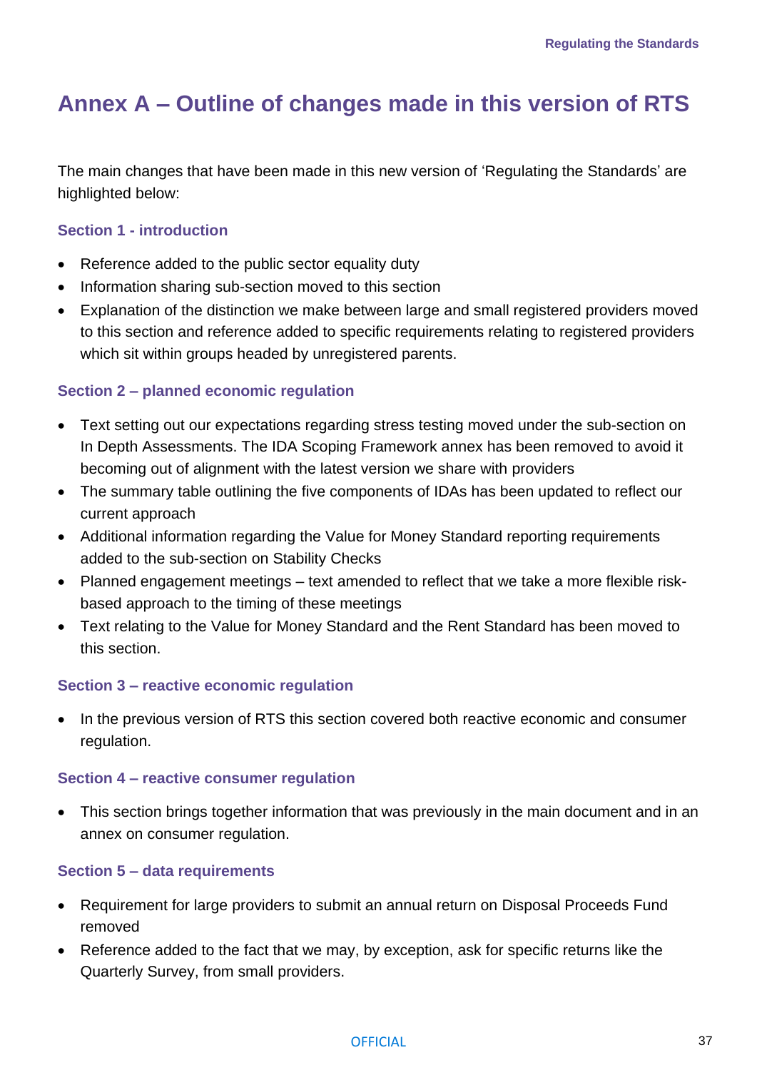# Annex A – Outline of changes made in this version of RTS

The main changes that have been made in this new version of 'Regulating the Standards' are highlighted below:

### Section 1 - introduction

- Reference added to the public sector equality duty
- Information sharing sub-section moved to this section
- Explanation of the distinction we make between large and small registered providers moved to this section and reference added to specific requirements relating to registered providers which sit within groups headed by unregistered parents.

### Section 2 – planned economic regulation

- Text setting out our expectations regarding stress testing moved under the sub-section on In Depth Assessments. The IDA Scoping Framework annex has been removed to avoid it becoming out of alignment with the latest version we share with providers
- The summary table outlining the five components of IDAs has been updated to reflect our current approach
- Additional information regarding the Value for Money Standard reporting requirements added to the sub-section on Stability Checks
- Planned engagement meetings – text amended to reflect that we take a more flexible risk-based approach to the timing of these meetings
- Text relating to the Value for Money Standard and the Rent Standard has been moved to this section.

### Section 3 – reactive economic regulation

- In the previous version of RTS this section covered both reactive economic and consumer regulation.

### Section 4 – reactive consumer regulation

- This section brings together information that was previously in the main document and in an annex on consumer regulation.

### Section 5 – data requirements

- Requirement for large providers to submit an annual return on Disposal Proceeds Fund removed
- Reference added to the fact that we may, by exception, ask for specific returns like the Quarterly Survey, from small providers.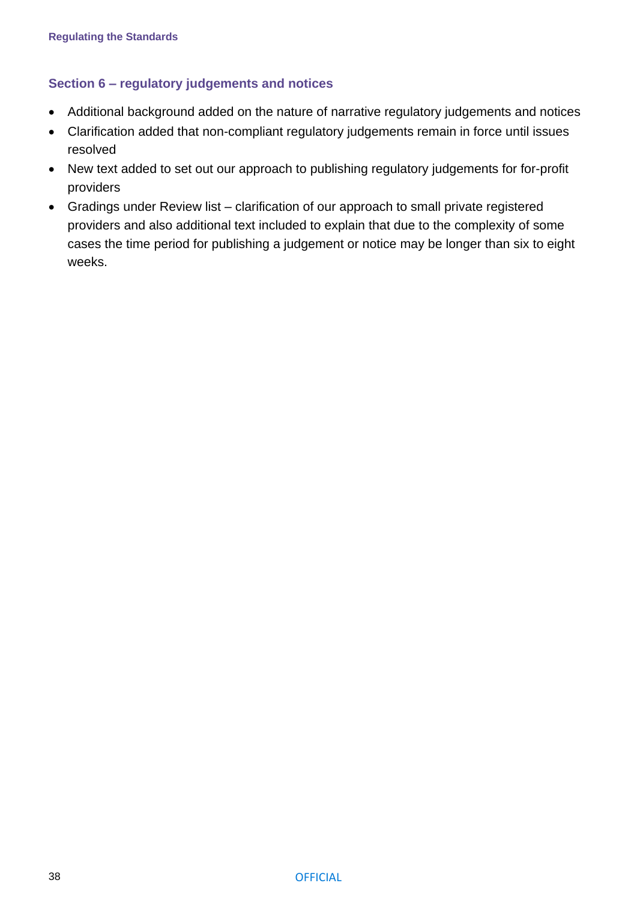### Section 6 – regulatory judgements and notices

- Additional background added on the nature of narrative regulatory judgements and notices
- Clarification added that non-compliant regulatory judgements remain in force until issues resolved
- New text added to set out our approach to publishing regulatory judgements for for-profit providers
- Gradings under Review list – clarification of our approach to small private registered providers and also additional text included to explain that due to the complexity of some cases the time period for publishing a judgement or notice may be longer than six to eight weeks.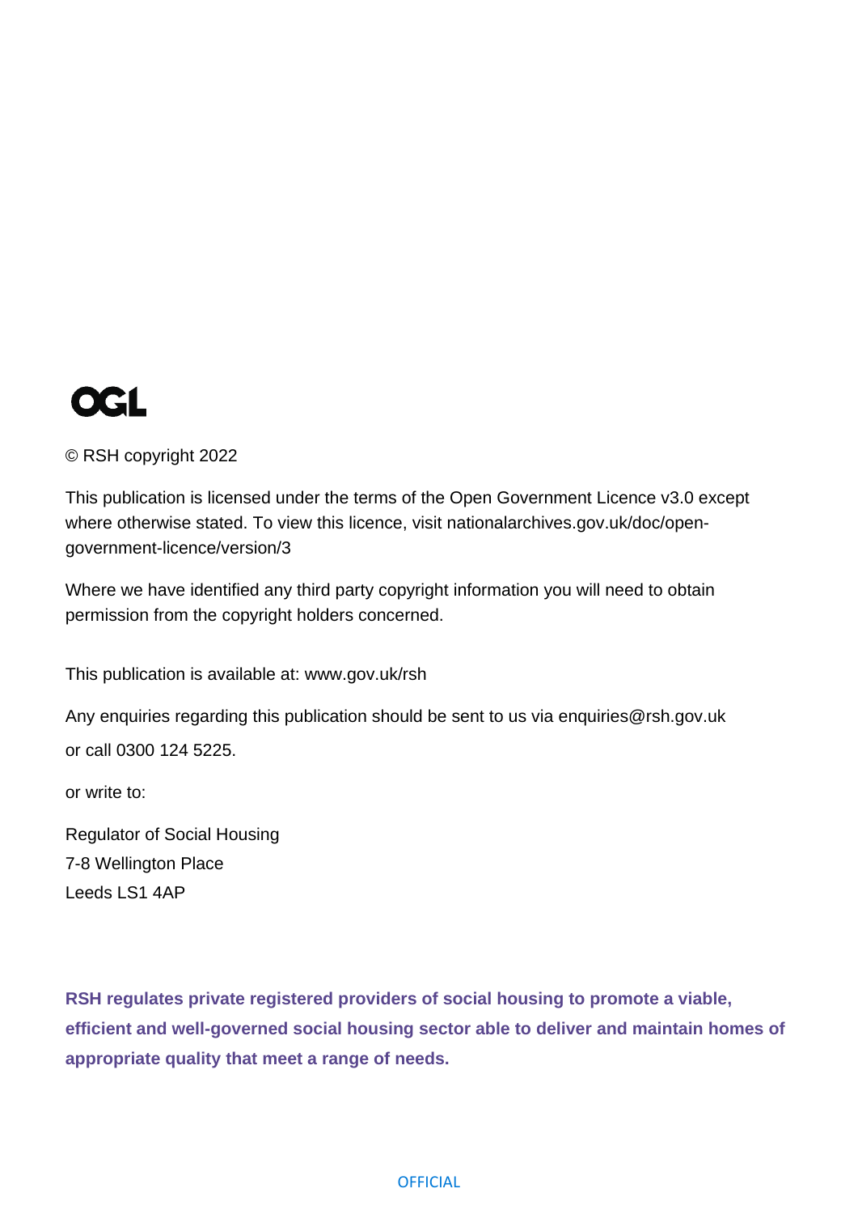OGL

© RSH copyright 2022

This publication is licensed under the terms of the Open Government Licence v3.0 except where otherwise stated. To view this licence, visit nationalarchives.gov.uk/doc/open-government-licence/version/3

Where we have identified any third party copyright information you will need to obtain permission from the copyright holders concerned.

This publication is available at: www.gov.uk/rsh

Any enquiries regarding this publication should be sent to us via enquiries@rsh.gov.uk

or call 0300 124 5225.

or write to:

Regulator of Social Housing
7-8 Wellington Place
Leeds LS1 4AP

**RSH regulates private registered providers of social housing to promote a viable, efficient and well-governed social housing sector able to deliver and maintain homes of appropriate quality that meet a range of needs.**